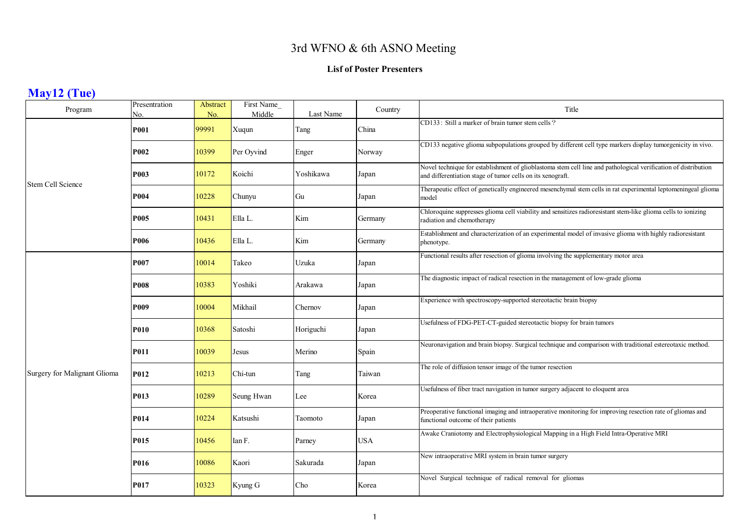# 3rd WFNO & 6th ASNO Meeting

**Lisf of Poster Presenters**

## May12 (Tue)

| Program | Presentation No. | Abstract No. | First Name_ Middle | Last Name | Country | Title |
|---|---|---|---|---|---|---|
| Stem Cell Science | **P001** | 99991 | Xuqun | Tang | China | CD133：Still a marker of brain tumor stem cells？ |
| | **P002** | 10399 | Per Oyvind | Enger | Norway | CD133 negative glioma subpopulations grouped by different cell type markers display tumorgenicity in vivo. |
| | **P003** | 10172 | Koichi | Yoshikawa | Japan | Novel technique for establishment of glioblastoma stem cell line and pathological verification of distribution and differentiation stage of tumor cells on its xenograft. |
| | **P004** | 10228 | Chunyu | Gu | Japan | Therapeutic effect of genetically engineered mesenchymal stem cells in rat experimental leptomeningeal glioma model |
| | **P005** | 10431 | Ella L. | Kim | Germany | Chloroquine suppresses glioma cell viability and sensitizes radioresistant stem-like glioma cells to ionizing radiation and chemotherapy |
| | **P006** | 10436 | Ella L. | Kim | Germany | Establishment and characterization of an experimental model of invasive glioma with highly radioresistant phenotype. |
| Surgery for Malignant Glioma | **P007** | 10014 | Takeo | Uzuka | Japan | Functional results after resection of glioma involving the supplementary motor area |
| | **P008** | 10383 | Yoshiki | Arakawa | Japan | The diagnostic impact of radical resection in the management of low-grade glioma |
| | **P009** | 10004 | Mikhail | Chernov | Japan | Experience with spectroscopy-supported stereotactic brain biopsy |
| | **P010** | 10368 | Satoshi | Horiguchi | Japan | Usefulness of FDG-PET-CT-guided stereotactic biopsy for brain tumors |
| | **P011** | 10039 | Jesus | Merino | Spain | Neuronavigation and brain biopsy. Surgical technique and comparison with traditional estereotaxic method. |
| | **P012** | 10213 | Chi-tun | Tang | Taiwan | The role of diffusion tensor image of the tumor resection |
| | **P013** | 10289 | Seung Hwan | Lee | Korea | Usefulness of fiber tract navigation in tumor surgery adjacent to eloquent area |
| | **P014** | 10224 | Katsushi | Taomoto | Japan | Preoperative functional imaging and intraoperative monitoring for improving resection rate of gliomas and functional outcome of their patients |
| | **P015** | 10456 | Ian F. | Parney | USA | Awake Craniotomy and Electrophysiological Mapping in a High Field Intra-Operative MRI |
| | **P016** | 10086 | Kaori | Sakurada | Japan | New intraoperative MRI system in brain tumor surgery |
| | **P017** | 10323 | Kyung G | Cho | Korea | Novel Surgical technique of radical removal for gliomas |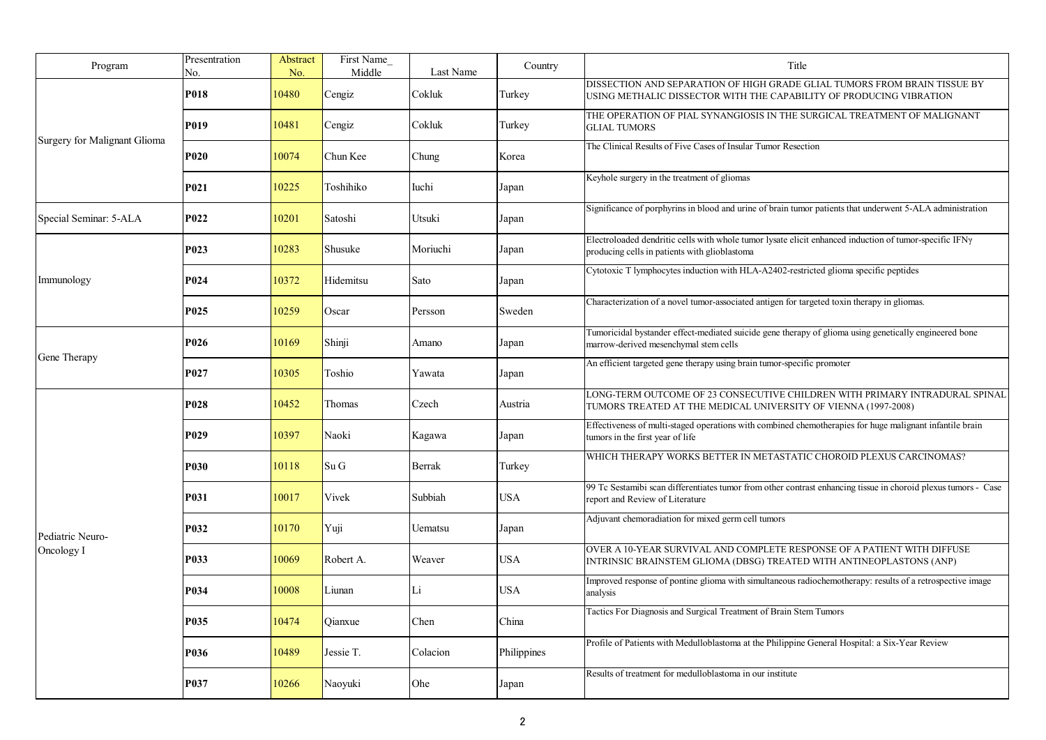| Program | Presentration No. | Abstract No. | First Name_ Middle | Last Name | Country | Title |
|---|---|---|---|---|---|---|
| Surgery for Malignant Glioma | **P018** | 10480 | Cengiz | Cokluk | Turkey | DISSECTION AND SEPARATION OF HIGH GRADE GLIAL TUMORS FROM BRAIN TISSUE BY USING METHALIC DISSECTOR WITH THE CAPABILITY OF PRODUCING VIBRATION |
| | **P019** | 10481 | Cengiz | Cokluk | Turkey | THE OPERATION OF PIAL SYNANGIOSIS IN THE SURGICAL TREATMENT OF MALIGNANT GLIAL TUMORS |
| | **P020** | 10074 | Chun Kee | Chung | Korea | The Clinical Results of Five Cases of Insular Tumor Resection |
| | **P021** | 10225 | Toshihiko | Iuchi | Japan | Keyhole surgery in the treatment of gliomas |
| Special Seminar: 5-ALA | **P022** | 10201 | Satoshi | Utsuki | Japan | Significance of porphyrins in blood and urine of brain tumor patients that underwent 5-ALA administration |
| Immunology | **P023** | 10283 | Shusuke | Moriuchi | Japan | Electroloaded dendritic cells with whole tumor lysate elicit enhanced induction of tumor-specific IFNγ producing cells in patients with glioblastoma |
| | **P024** | 10372 | Hidemitsu | Sato | Japan | Cytotoxic T lymphocytes induction with HLA-A2402-restricted glioma specific peptides |
| | **P025** | 10259 | Oscar | Persson | Sweden | Characterization of a novel tumor-associated antigen for targeted toxin therapy in gliomas. |
| Gene Therapy | **P026** | 10169 | Shinji | Amano | Japan | Tumoricidal bystander effect-mediated suicide gene therapy of glioma using genetically engineered bone marrow-derived mesenchymal stem cells |
| | **P027** | 10305 | Toshio | Yawata | Japan | An efficient targeted gene therapy using brain tumor-specific promoter |
| Pediatric Neuro-Oncology I | **P028** | 10452 | Thomas | Czech | Austria | LONG-TERM OUTCOME OF 23 CONSECUTIVE CHILDREN WITH PRIMARY INTRADURAL SPINAL TUMORS TREATED AT THE MEDICAL UNIVERSITY OF VIENNA (1997-2008) |
| | **P029** | 10397 | Naoki | Kagawa | Japan | Effectiveness of multi-staged operations with combined chemotherapies for huge malignant infantile brain tumors in the first year of life |
| | **P030** | 10118 | Su G | Berrak | Turkey | WHICH THERAPY WORKS BETTER IN METASTATIC CHOROID PLEXUS CARCINOMAS? |
| | **P031** | 10017 | Vivek | Subbiah | USA | 99 Tc Sestamibi scan differentiates tumor from other contrast enhancing tissue in choroid plexus tumors - Case report and Review of Literature |
| | **P032** | 10170 | Yuji | Uematsu | Japan | Adjuvant chemoradiation for mixed germ cell tumors |
| | **P033** | 10069 | Robert A. | Weaver | USA | OVER A 10-YEAR SURVIVAL AND COMPLETE RESPONSE OF A PATIENT WITH DIFFUSE INTRINSIC BRAINSTEM GLIOMA (DBSG) TREATED WITH ANTINEOPLASTONS (ANP) |
| | **P034** | 10008 | Liunan | Li | USA | Improved response of pontine glioma with simultaneous radiochemotherapy: results of a retrospective image analysis |
| | **P035** | 10474 | Qianxue | Chen | China | Tactics For Diagnosis and Surgical Treatment of Brain Stem Tumors |
| | **P036** | 10489 | Jessie T. | Colacion | Philippines | Profile of Patients with Medulloblastoma at the Philippine General Hospital: a Six-Year Review |
| | **P037** | 10266 | Naoyuki | Ohe | Japan | Results of treatment for medulloblastoma in our institute |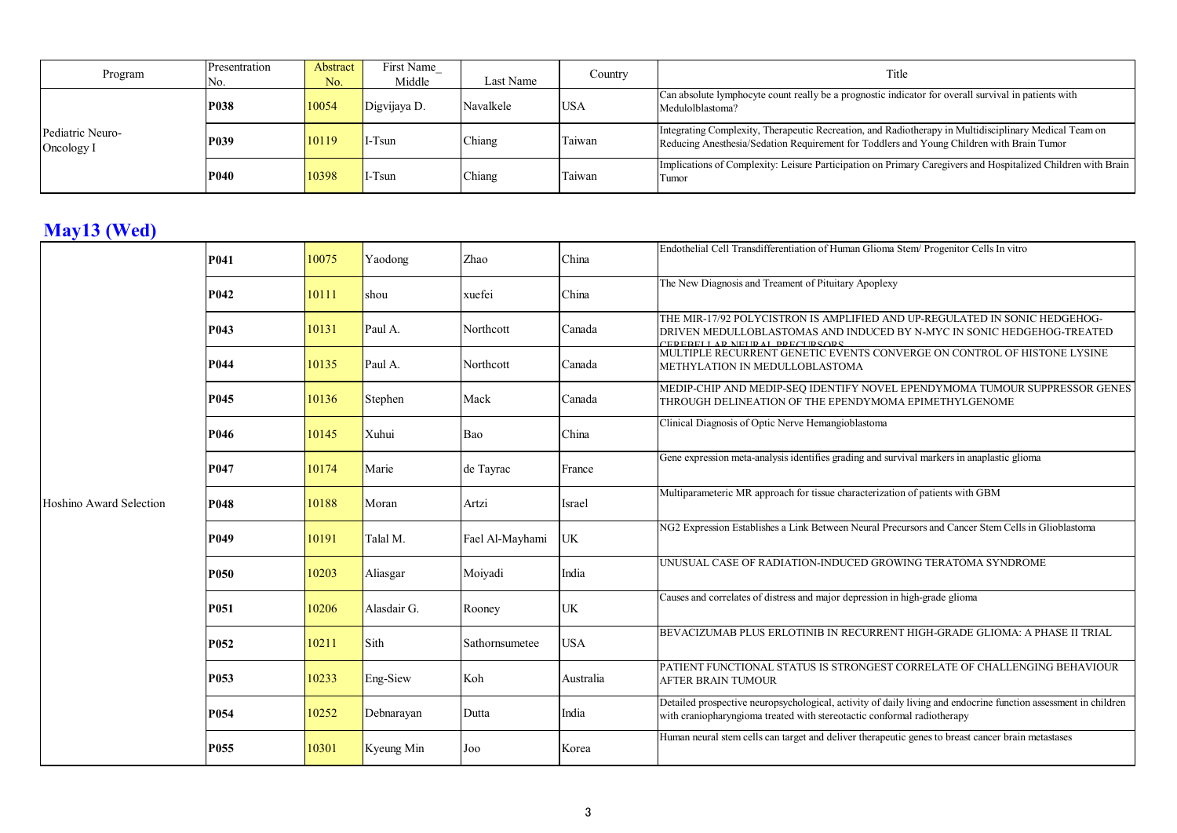| Program | Presentration No. | Abstract No. | First Name_ Middle | Last Name | Country | Title |
|---|---|---|---|---|---|---|
| Pediatric Neuro-Oncology I | **P038** | 10054 | Digvijaya D. | Navalkele | USA | Can absolute lymphocyte count really be a prognostic indicator for overall survival in patients with Medulolblastoma? |
| | **P039** | 10119 | I-Tsun | Chiang | Taiwan | Integrating Complexity, Therapeutic Recreation, and Radiotherapy in Multidisciplinary Medical Team on Reducing Anesthesia/Sedation Requirement for Toddlers and Young Children with Brain Tumor |
| | **P040** | 10398 | I-Tsun | Chiang | Taiwan | Implications of Complexity: Leisure Participation on Primary Caregivers and Hospitalized Children with Brain Tumor |

## May13 (Wed)

| Program | Presentration No. | Abstract No. | First Name_ Middle | Last Name | Country | Title |
|---|---|---|---|---|---|---|
| Hoshino Award Selection | **P041** | 10075 | Yaodong | Zhao | China | Endothelial Cell Transdifferentiation of Human Glioma Stem/ Progenitor Cells In vitro |
| | **P042** | 10111 | shou | xuefei | China | The New Diagnosis and Treament of Pituitary Apoplexy |
| | **P043** | 10131 | Paul A. | Northcott | Canada | THE MIR-17/92 POLYCISTRON IS AMPLIFIED AND UP-REGULATED IN SONIC HEDGEHOG-DRIVEN MEDULLOBLASTOMAS AND INDUCED BY N-MYC IN SONIC HEDGEHOG-TREATED CEREBELLAR NEURAL PRECURSORS |
| | **P044** | 10135 | Paul A. | Northcott | Canada | MULTIPLE RECURRENT GENETIC EVENTS CONVERGE ON CONTROL OF HISTONE LYSINE METHYLATION IN MEDULLOBLASTOMA |
| | **P045** | 10136 | Stephen | Mack | Canada | MEDIP-CHIP AND MEDIP-SEQ IDENTIFY NOVEL EPENDYMOMA TUMOUR SUPPRESSOR GENES THROUGH DELINEATION OF THE EPENDYMOMA EPIMETHYLGENOME |
| | **P046** | 10145 | Xuhui | Bao | China | Clinical Diagnosis of Optic Nerve Hemangioblastoma |
| | **P047** | 10174 | Marie | de Tayrac | France | Gene expression meta-analysis identifies grading and survival markers in anaplastic glioma |
| | **P048** | 10188 | Moran | Artzi | Israel | Multiparameteric MR approach for tissue characterization of patients with GBM |
| | **P049** | 10191 | Talal M. | Fael Al-Mayhami | UK | NG2 Expression Establishes a Link Between Neural Precursors and Cancer Stem Cells in Glioblastoma |
| | **P050** | 10203 | Aliasgar | Moiyadi | India | UNUSUAL CASE OF RADIATION-INDUCED GROWING TERATOMA SYNDROME |
| | **P051** | 10206 | Alasdair G. | Rooney | UK | Causes and correlates of distress and major depression in high-grade glioma |
| | **P052** | 10211 | Sith | Sathornsumetee | USA | BEVACIZUMAB PLUS ERLOTINIB IN RECURRENT HIGH-GRADE GLIOMA: A PHASE II TRIAL |
| | **P053** | 10233 | Eng-Siew | Koh | Australia | PATIENT FUNCTIONAL STATUS IS STRONGEST CORRELATE OF CHALLENGING BEHAVIOUR AFTER BRAIN TUMOUR |
| | **P054** | 10252 | Debnarayan | Dutta | India | Detailed prospective neuropsychological, activity of daily living and endocrine function assessment in children with craniopharyngioma treated with stereotactic conformal radiotherapy |
| | **P055** | 10301 | Kyeung Min | Joo | Korea | Human neural stem cells can target and deliver therapeutic genes to breast cancer brain metastases |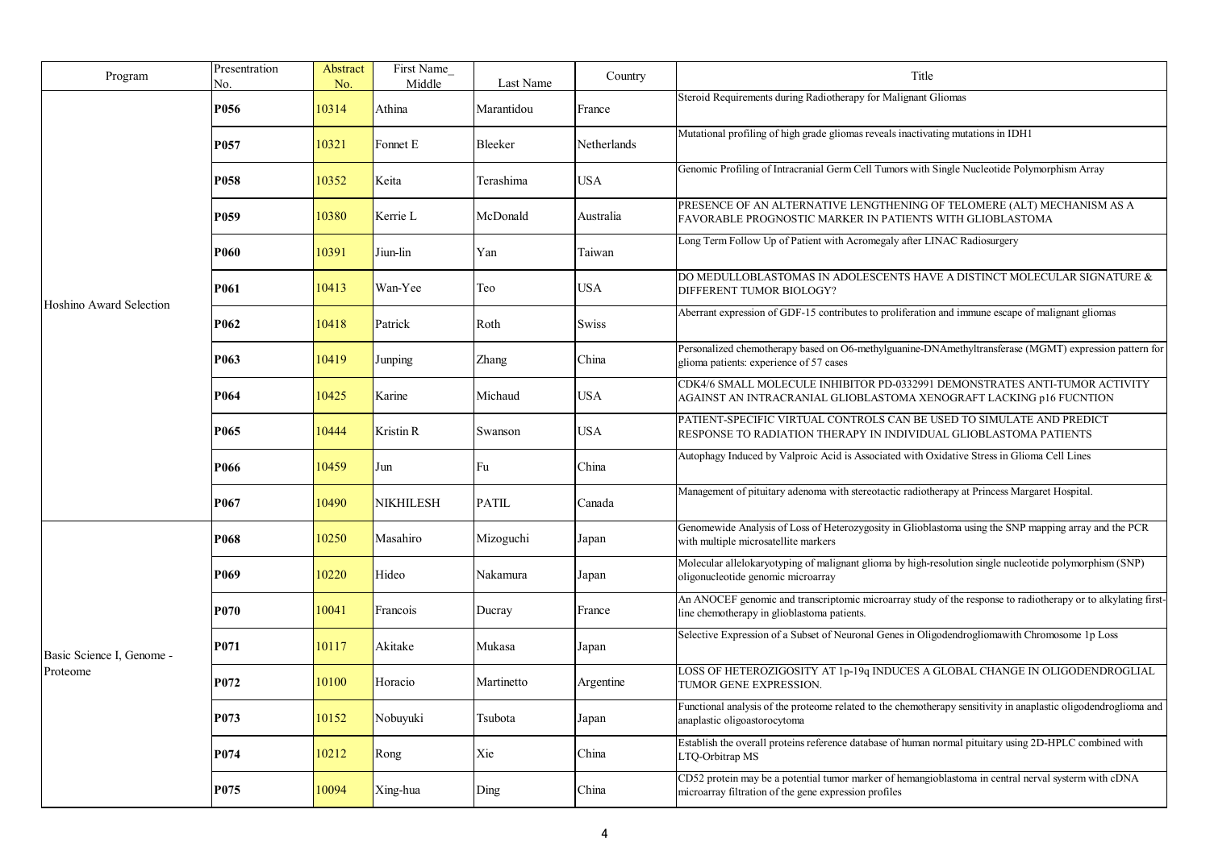| Program | Presentration No. | Abstract No. | First Name_ Middle | Last Name | Country | Title |
|---|---|---|---|---|---|---|
| Hoshino Award Selection | **P056** | 10314 | Athina | Marantidou | France | Steroid Requirements during Radiotherapy for Malignant Gliomas |
| | **P057** | 10321 | Fonnet E | Bleeker | Netherlands | Mutational profiling of high grade gliomas reveals inactivating mutations in IDH1 |
| | **P058** | 10352 | Keita | Terashima | USA | Genomic Profiling of Intracranial Germ Cell Tumors with Single Nucleotide Polymorphism Array |
| | **P059** | 10380 | Kerrie L | McDonald | Australia | PRESENCE OF AN ALTERNATIVE LENGTHENING OF TELOMERE (ALT) MECHANISM AS A FAVORABLE PROGNOSTIC MARKER IN PATIENTS WITH GLIOBLASTOMA |
| | **P060** | 10391 | Jiun-lin | Yan | Taiwan | Long Term Follow Up of Patient with Acromegaly after LINAC Radiosurgery |
| | **P061** | 10413 | Wan-Yee | Teo | USA | DO MEDULLOBLASTOMAS IN ADOLESCENTS HAVE A DISTINCT MOLECULAR SIGNATURE & DIFFERENT TUMOR BIOLOGY? |
| | **P062** | 10418 | Patrick | Roth | Swiss | Aberrant expression of GDF-15 contributes to proliferation and immune escape of malignant gliomas |
| | **P063** | 10419 | Junping | Zhang | China | Personalized chemotherapy based on O6-methylguanine-DNAmethyltransferase (MGMT) expression pattern for glioma patients: experience of 57 cases |
| | **P064** | 10425 | Karine | Michaud | USA | CDK4/6 SMALL MOLECULE INHIBITOR PD-0332991 DEMONSTRATES ANTI-TUMOR ACTIVITY AGAINST AN INTRACRANIAL GLIOBLASTOMA XENOGRAFT LACKING p16 FUCNTION |
| | **P065** | 10444 | Kristin R | Swanson | USA | PATIENT-SPECIFIC VIRTUAL CONTROLS CAN BE USED TO SIMULATE AND PREDICT RESPONSE TO RADIATION THERAPY IN INDIVIDUAL GLIOBLASTOMA PATIENTS |
| | **P066** | 10459 | Jun | Fu | China | Autophagy Induced by Valproic Acid is Associated with Oxidative Stress in Glioma Cell Lines |
| | **P067** | 10490 | NIKHILESH | PATIL | Canada | Management of pituitary adenoma with stereotactic radiotherapy at Princess Margaret Hospital. |
| Basic Science I, Genome - Proteome | **P068** | 10250 | Masahiro | Mizoguchi | Japan | Genomewide Analysis of Loss of Heterozygosity in Glioblastoma using the SNP mapping array and the PCR with multiple microsatellite markers |
| | **P069** | 10220 | Hideo | Nakamura | Japan | Molecular allelokaryotyping of malignant glioma by high-resolution single nucleotide polymorphism (SNP) oligonucleotide genomic microarray |
| | **P070** | 10041 | Francois | Ducray | France | An ANOCEF genomic and transcriptomic microarray study of the response to radiotherapy or to alkylating first-line chemotherapy in glioblastoma patients. |
| | **P071** | 10117 | Akitake | Mukasa | Japan | Selective Expression of a Subset of Neuronal Genes in Oligodendrogliomawith Chromosome 1p Loss |
| | **P072** | 10100 | Horacio | Martinetto | Argentine | LOSS OF HETEROZIGOSITY AT 1p-19q INDUCES A GLOBAL CHANGE IN OLIGODENDROGLIAL TUMOR GENE EXPRESSION. |
| | **P073** | 10152 | Nobuyuki | Tsubota | Japan | Functional analysis of the proteome related to the chemotherapy sensitivity in anaplastic oligodendroglioma and anaplastic oligoastorocytoma |
| | **P074** | 10212 | Rong | Xie | China | Establish the overall proteins reference database of human normal pituitary using 2D-HPLC combined with LTQ-Orbitrap MS |
| | **P075** | 10094 | Xing-hua | Ding | China | CD52 protein may be a potential tumor marker of hemangioblastoma in central nerval systerm with cDNA microarray filtration of the gene expression profiles |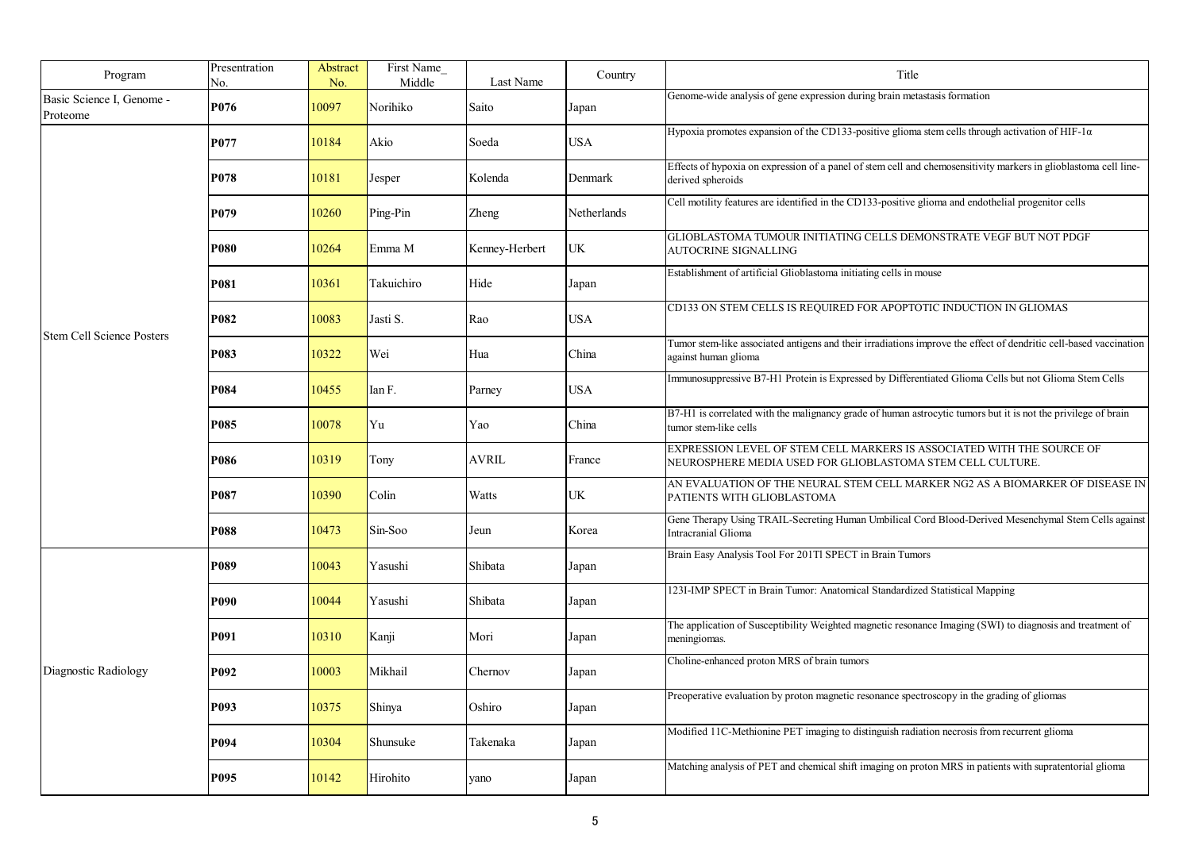| Program | Presentration No. | Abstract No. | First Name_ Middle | Last Name | Country | Title |
|---|---|---|---|---|---|---|
| Basic Science I, Genome - Proteome | **P076** | 10097 | Norihiko | Saito | Japan | Genome-wide analysis of gene expression during brain metastasis formation |
| Stem Cell Science Posters | **P077** | 10184 | Akio | Soeda | USA | Hypoxia promotes expansion of the CD133-positive glioma stem cells through activation of HIF-1α |
| | **P078** | 10181 | Jesper | Kolenda | Denmark | Effects of hypoxia on expression of a panel of stem cell and chemosensitivity markers in glioblastoma cell line-derived spheroids |
| | **P079** | 10260 | Ping-Pin | Zheng | Netherlands | Cell motility features are identified in the CD133-positive glioma and endothelial progenitor cells |
| | **P080** | 10264 | Emma M | Kenney-Herbert | UK | GLIOBLASTOMA TUMOUR INITIATING CELLS DEMONSTRATE VEGF BUT NOT PDGF AUTOCRINE SIGNALLING |
| | **P081** | 10361 | Takuichiro | Hide | Japan | Establishment of artificial Glioblastoma initiating cells in mouse |
| | **P082** | 10083 | Jasti S. | Rao | USA | CD133 ON STEM CELLS IS REQUIRED FOR APOPTOTIC INDUCTION IN GLIOMAS |
| | **P083** | 10322 | Wei | Hua | China | Tumor stem-like associated antigens and their irradiations improve the effect of dendritic cell-based vaccination against human glioma |
| | **P084** | 10455 | Ian F. | Parney | USA | Immunosuppressive B7-H1 Protein is Expressed by Differentiated Glioma Cells but not Glioma Stem Cells |
| | **P085** | 10078 | Yu | Yao | China | B7-H1 is correlated with the malignancy grade of human astrocytic tumors but it is not the privilege of brain tumor stem-like cells |
| | **P086** | 10319 | Tony | AVRIL | France | EXPRESSION LEVEL OF STEM CELL MARKERS IS ASSOCIATED WITH THE SOURCE OF NEUROSPHERE MEDIA USED FOR GLIOBLASTOMA STEM CELL CULTURE. |
| | **P087** | 10390 | Colin | Watts | UK | AN EVALUATION OF THE NEURAL STEM CELL MARKER NG2 AS A BIOMARKER OF DISEASE IN PATIENTS WITH GLIOBLASTOMA |
| | **P088** | 10473 | Sin-Soo | Jeun | Korea | Gene Therapy Using TRAIL-Secreting Human Umbilical Cord Blood-Derived Mesenchymal Stem Cells against Intracranial Glioma |
| Diagnostic Radiology | **P089** | 10043 | Yasushi | Shibata | Japan | Brain Easy Analysis Tool For 201Tl SPECT in Brain Tumors |
| | **P090** | 10044 | Yasushi | Shibata | Japan | 123I-IMP SPECT in Brain Tumor: Anatomical Standardized Statistical Mapping |
| | **P091** | 10310 | Kanji | Mori | Japan | The application of Susceptibility Weighted magnetic resonance Imaging (SWI) to diagnosis and treatment of meningiomas. |
| | **P092** | 10003 | Mikhail | Chernov | Japan | Choline-enhanced proton MRS of brain tumors |
| | **P093** | 10375 | Shinya | Oshiro | Japan | Preoperative evaluation by proton magnetic resonance spectroscopy in the grading of gliomas |
| | **P094** | 10304 | Shunsuke | Takenaka | Japan | Modified 11C-Methionine PET imaging to distinguish radiation necrosis from recurrent glioma |
| | **P095** | 10142 | Hirohito | yano | Japan | Matching analysis of PET and chemical shift imaging on proton MRS in patients with supratentorial glioma |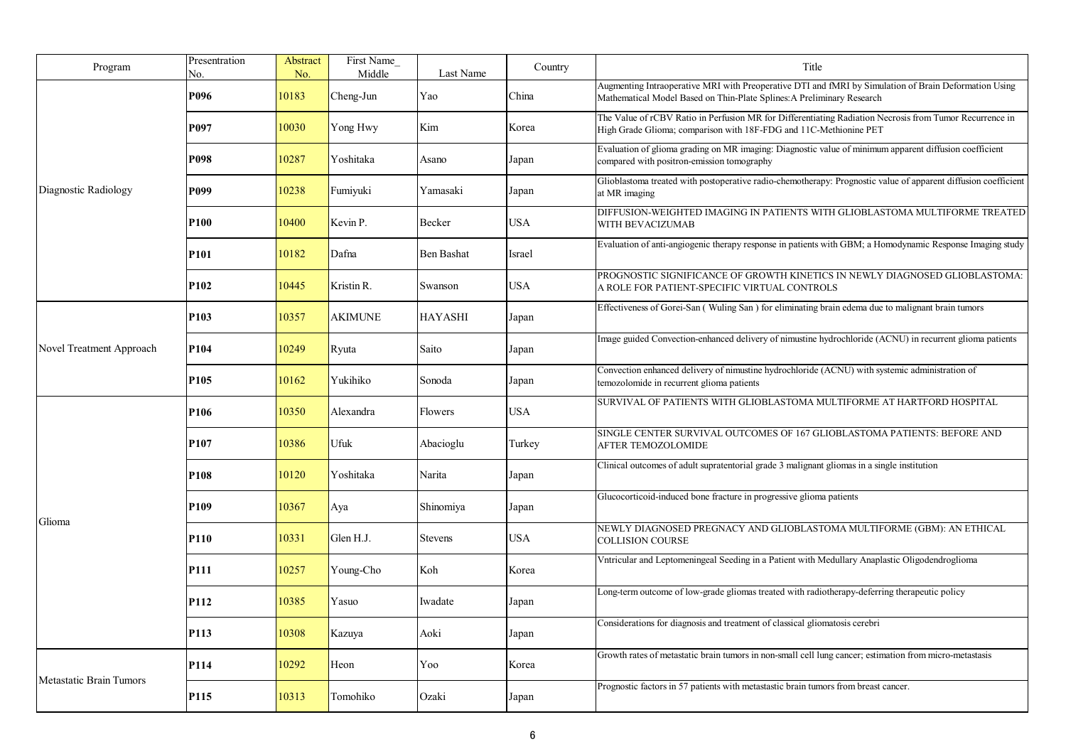| Program | Presentration No. | Abstract No. | First Name_ Middle | Last Name | Country | Title |
|---|---|---|---|---|---|---|
| Diagnostic Radiology | **P096** | 10183 | Cheng-Jun | Yao | China | Augmenting Intraoperative MRI with Preoperative DTI and fMRI by Simulation of Brain Deformation Using Mathematical Model Based on Thin-Plate Splines:A Preliminary Research |
| | **P097** | 10030 | Yong Hwy | Kim | Korea | The Value of rCBV Ratio in Perfusion MR for Differentiating Radiation Necrosis from Tumor Recurrence in High Grade Glioma; comparison with 18F-FDG and 11C-Methionine PET |
| | **P098** | 10287 | Yoshitaka | Asano | Japan | Evaluation of glioma grading on MR imaging: Diagnostic value of minimum apparent diffusion coefficient compared with positron-emission tomography |
| | **P099** | 10238 | Fumiyuki | Yamasaki | Japan | Glioblastoma treated with postoperative radio-chemotherapy: Prognostic value of apparent diffusion coefficient at MR imaging |
| | **P100** | 10400 | Kevin P. | Becker | USA | DIFFUSION-WEIGHTED IMAGING IN PATIENTS WITH GLIOBLASTOMA MULTIFORME TREATED WITH BEVACIZUMAB |
| | **P101** | 10182 | Dafna | Ben Bashat | Israel | Evaluation of anti-angiogenic therapy response in patients with GBM; a Homodynamic Response Imaging study |
| | **P102** | 10445 | Kristin R. | Swanson | USA | PROGNOSTIC SIGNIFICANCE OF GROWTH KINETICS IN NEWLY DIAGNOSED GLIOBLASTOMA: A ROLE FOR PATIENT-SPECIFIC VIRTUAL CONTROLS |
| Novel Treatment Approach | **P103** | 10357 | AKIMUNE | HAYASHI | Japan | Effectiveness of Gorei-San ( Wuling San ) for eliminating brain edema due to malignant brain tumors |
| | **P104** | 10249 | Ryuta | Saito | Japan | Image guided Convection-enhanced delivery of nimustine hydrochloride (ACNU) in recurrent glioma patients |
| | **P105** | 10162 | Yukihiko | Sonoda | Japan | Convection enhanced delivery of nimustine hydrochloride (ACNU) with systemic administration of temozolomide in recurrent glioma patients |
| Glioma | **P106** | 10350 | Alexandra | Flowers | USA | SURVIVAL OF PATIENTS WITH GLIOBLASTOMA MULTIFORME AT HARTFORD HOSPITAL |
| | **P107** | 10386 | Ufuk | Abacioglu | Turkey | SINGLE CENTER SURVIVAL OUTCOMES OF 167 GLIOBLASTOMA PATIENTS: BEFORE AND AFTER TEMOZOLOMIDE |
| | **P108** | 10120 | Yoshitaka | Narita | Japan | Clinical outcomes of adult supratentorial grade 3 malignant gliomas in a single institution |
| | **P109** | 10367 | Aya | Shinomiya | Japan | Glucocorticoid-induced bone fracture in progressive glioma patients |
| | **P110** | 10331 | Glen H.J. | Stevens | USA | NEWLY DIAGNOSED PREGNACY AND GLIOBLASTOMA MULTIFORME (GBM): AN ETHICAL COLLISION COURSE |
| | **P111** | 10257 | Young-Cho | Koh | Korea | Vntricular and Leptomeningeal Seeding in a Patient with Medullary Anaplastic Oligodendroglioma |
| | **P112** | 10385 | Yasuo | Iwadate | Japan | Long-term outcome of low-grade gliomas treated with radiotherapy-deferring therapeutic policy |
| | **P113** | 10308 | Kazuya | Aoki | Japan | Considerations for diagnosis and treatment of classical gliomatosis cerebri |
| Metastatic Brain Tumors | **P114** | 10292 | Heon | Yoo | Korea | Growth rates of metastatic brain tumors in non-small cell lung cancer; estimation from micro-metastasis |
| | **P115** | 10313 | Tomohiko | Ozaki | Japan | Prognostic factors in 57 patients with metastatic brain tumors from breast cancer. |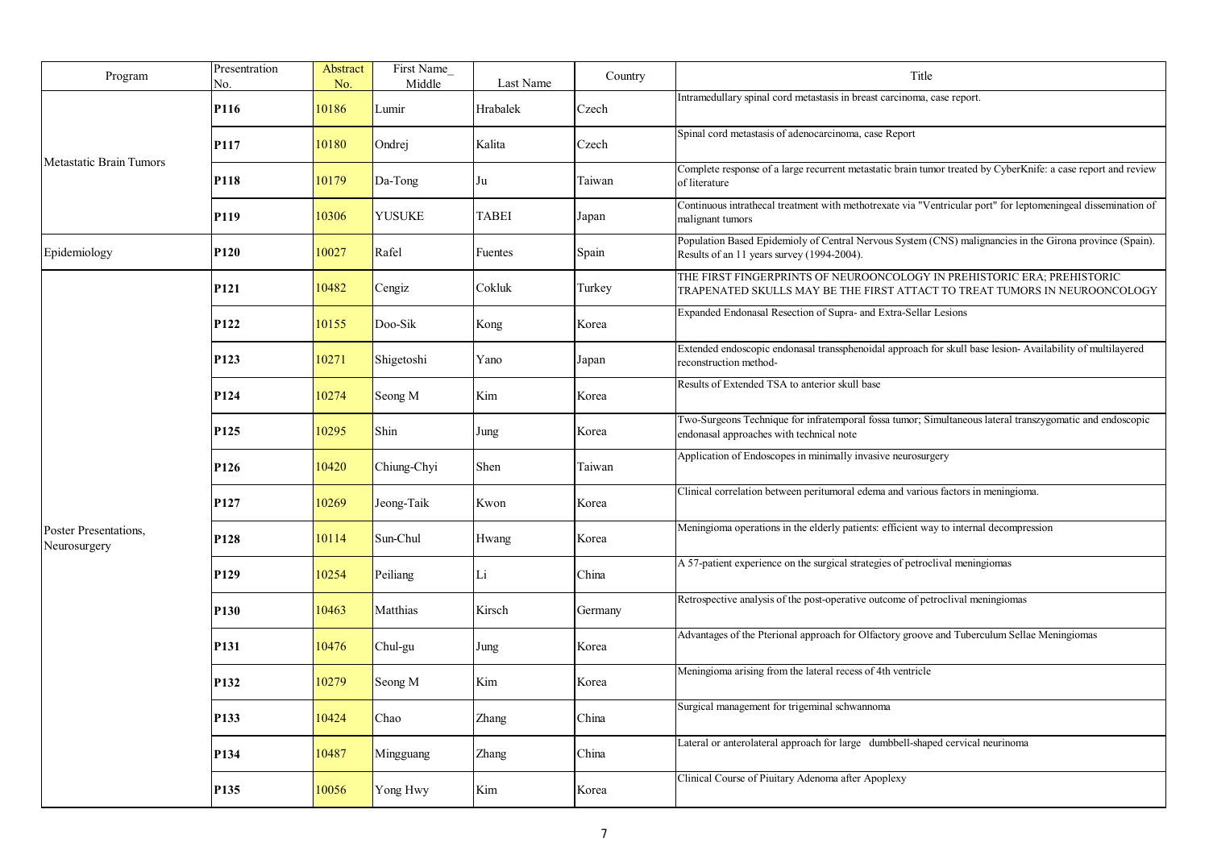| Program | Presentation No. | Abstract No. | First Name_ Middle | Last Name | Country | Title |
|---|---|---|---|---|---|---|
| Metastatic Brain Tumors | **P116** | 10186 | Lumir | Hrabalek | Czech | Intramedullary spinal cord metastasis in breast carcinoma, case report. |
| | **P117** | 10180 | Ondrej | Kalita | Czech | Spinal cord metastasis of adenocarcinoma, case Report |
| | **P118** | 10179 | Da-Tong | Ju | Taiwan | Complete response of a large recurrent metastatic brain tumor treated by CyberKnife: a case report and review of literature |
| | **P119** | 10306 | YUSUKE | TABEI | Japan | Continuous intrathecal treatment with methotrexate via "Ventricular port" for leptomeningeal dissemination of malignant tumors |
| Epidemiology | **P120** | 10027 | Rafel | Fuentes | Spain | Population Based Epidemioly of Central Nervous System (CNS) malignancies in the Girona province (Spain). Results of an 11 years survey (1994-2004). |
| Poster Presentations, Neurosurgery | **P121** | 10482 | Cengiz | Cokluk | Turkey | THE FIRST FINGERPRINTS OF NEUROONCOLOGY IN PREHISTORIC ERA; PREHISTORIC TRAPENATED SKULLS MAY BE THE FIRST ATTACT TO TREAT TUMORS IN NEUROONCOLOGY |
| | **P122** | 10155 | Doo-Sik | Kong | Korea | Expanded Endonasal Resection of Supra- and Extra-Sellar Lesions |
| | **P123** | 10271 | Shigetoshi | Yano | Japan | Extended endoscopic endonasal transsphenoidal approach for skull base lesion- Availability of multilayered reconstruction method- |
| | **P124** | 10274 | Seong M | Kim | Korea | Results of Extended TSA to anterior skull base |
| | **P125** | 10295 | Shin | Jung | Korea | Two-Surgeons Technique for infratemporal fossa tumor; Simultaneous lateral transzygomatic and endoscopic endonasal approaches with technical note |
| | **P126** | 10420 | Chiung-Chyi | Shen | Taiwan | Application of Endoscopes in minimally invasive neurosurgery |
| | **P127** | 10269 | Jeong-Taik | Kwon | Korea | Clinical correlation between peritumoral edema and various factors in meningioma. |
| | **P128** | 10114 | Sun-Chul | Hwang | Korea | Meningioma operations in the elderly patients: efficient way to internal decompression |
| | **P129** | 10254 | Peiliang | Li | China | A 57-patient experience on the surgical strategies of petroclival meningiomas |
| | **P130** | 10463 | Matthias | Kirsch | Germany | Retrospective analysis of the post-operative outcome of petroclival meningiomas |
| | **P131** | 10476 | Chul-gu | Jung | Korea | Advantages of the Pterional approach for Olfactory groove and Tuberculum Sellae Meningiomas |
| | **P132** | 10279 | Seong M | Kim | Korea | Meningioma arising from the lateral recess of 4th ventricle |
| | **P133** | 10424 | Chao | Zhang | China | Surgical management for trigeminal schwannoma |
| | **P134** | 10487 | Mingguang | Zhang | China | Lateral or anterolateral approach for large dumbbell-shaped cervical neurinoma |
| | **P135** | 10056 | Yong Hwy | Kim | Korea | Clinical Course of Piuitary Adenoma after Apoplexy |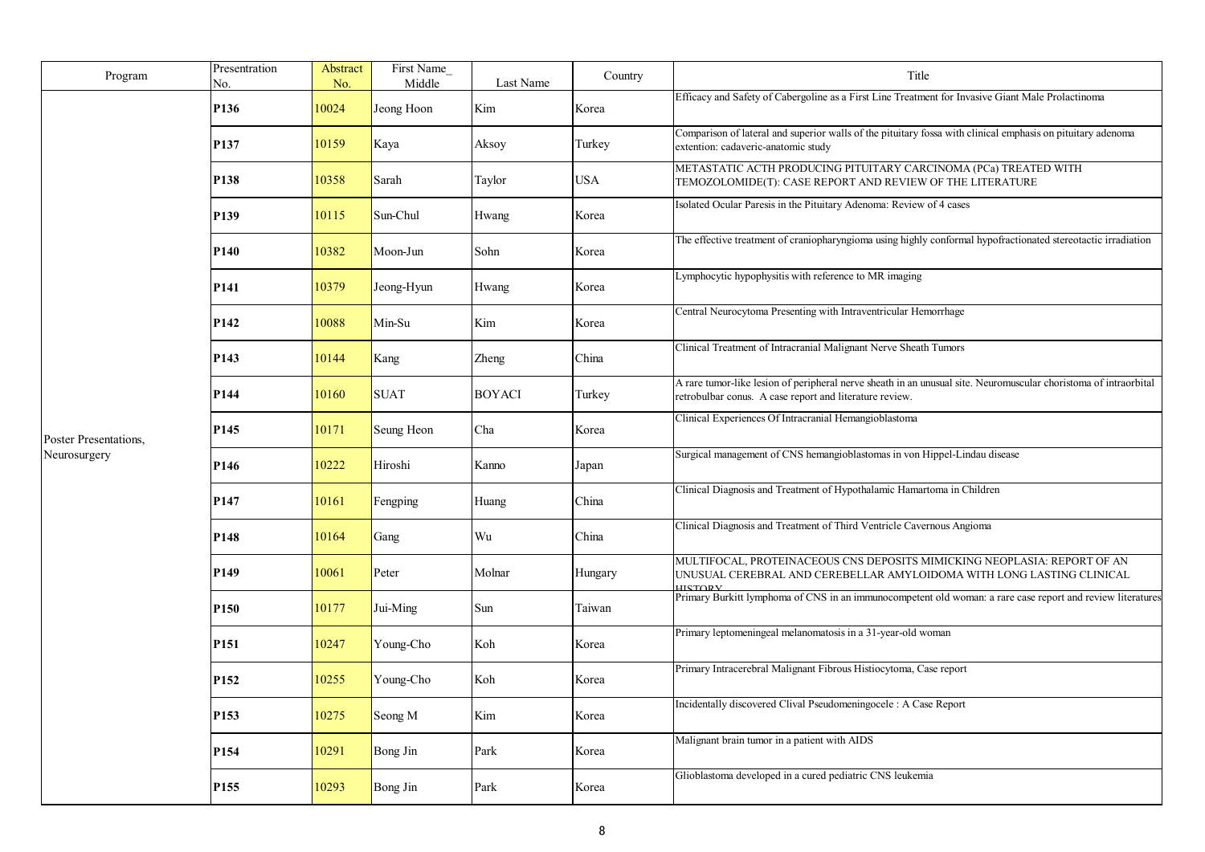| Program | Presentration No. | Abstract No. | First Name_ Middle | Last Name | Country | Title |
|---|---|---|---|---|---|---|
| Poster Presentations, Neurosurgery | **P136** | 10024 | Jeong Hoon | Kim | Korea | Efficacy and Safety of Cabergoline as a First Line Treatment for Invasive Giant Male Prolactinoma |
| | **P137** | 10159 | Kaya | Aksoy | Turkey | Comparison of lateral and superior walls of the pituitary fossa with clinical emphasis on pituitary adenoma extention: cadaveric-anatomic study |
| | **P138** | 10358 | Sarah | Taylor | USA | METASTATIC ACTH PRODUCING PITUITARY CARCINOMA (PCa) TREATED WITH TEMOZOLOMIDE(T): CASE REPORT AND REVIEW OF THE LITERATURE |
| | **P139** | 10115 | Sun-Chul | Hwang | Korea | Isolated Ocular Paresis in the Pituitary Adenoma: Review of 4 cases |
| | **P140** | 10382 | Moon-Jun | Sohn | Korea | The effective treatment of craniopharyngioma using highly conformal hypofractionated stereotactic irradiation |
| | **P141** | 10379 | Jeong-Hyun | Hwang | Korea | Lymphocytic hypophysitis with reference to MR imaging |
| | **P142** | 10088 | Min-Su | Kim | Korea | Central Neurocytoma Presenting with Intraventricular Hemorrhage |
| | **P143** | 10144 | Kang | Zheng | China | Clinical Treatment of Intracranial Malignant Nerve Sheath Tumors |
| | **P144** | 10160 | SUAT | BOYACI | Turkey | A rare tumor-like lesion of peripheral nerve sheath in an unusual site. Neuromuscular choristoma of intraorbital retrobulbar conus. A case report and literature review. |
| | **P145** | 10171 | Seung Heon | Cha | Korea | Clinical Experiences Of Intracranial Hemangioblastoma |
| | **P146** | 10222 | Hiroshi | Kanno | Japan | Surgical management of CNS hemangioblastomas in von Hippel-Lindau disease |
| | **P147** | 10161 | Fengping | Huang | China | Clinical Diagnosis and Treatment of Hypothalamic Hamartoma in Children |
| | **P148** | 10164 | Gang | Wu | China | Clinical Diagnosis and Treatment of Third Ventricle Cavernous Angioma |
| | **P149** | 10061 | Peter | Molnar | Hungary | MULTIFOCAL, PROTEINACEOUS CNS DEPOSITS MIMICKING NEOPLASIA: REPORT OF AN UNUSUAL CEREBRAL AND CEREBELLAR AMYLOIDOMA WITH LONG LASTING CLINICAL HISTORY |
| | **P150** | 10177 | Jui-Ming | Sun | Taiwan | Primary Burkitt lymphoma of CNS in an immunocompetent old woman: a rare case report and review literatures |
| | **P151** | 10247 | Young-Cho | Koh | Korea | Primary leptomeningeal melanomatosis in a 31-year-old woman |
| | **P152** | 10255 | Young-Cho | Koh | Korea | Primary Intracerebral Malignant Fibrous Histiocytoma, Case report |
| | **P153** | 10275 | Seong M | Kim | Korea | Incidentally discovered Clival Pseudomeningocele : A Case Report |
| | **P154** | 10291 | Bong Jin | Park | Korea | Malignant brain tumor in a patient with AIDS |
| | **P155** | 10293 | Bong Jin | Park | Korea | Glioblastoma developed in a cured pediatric CNS leukemia |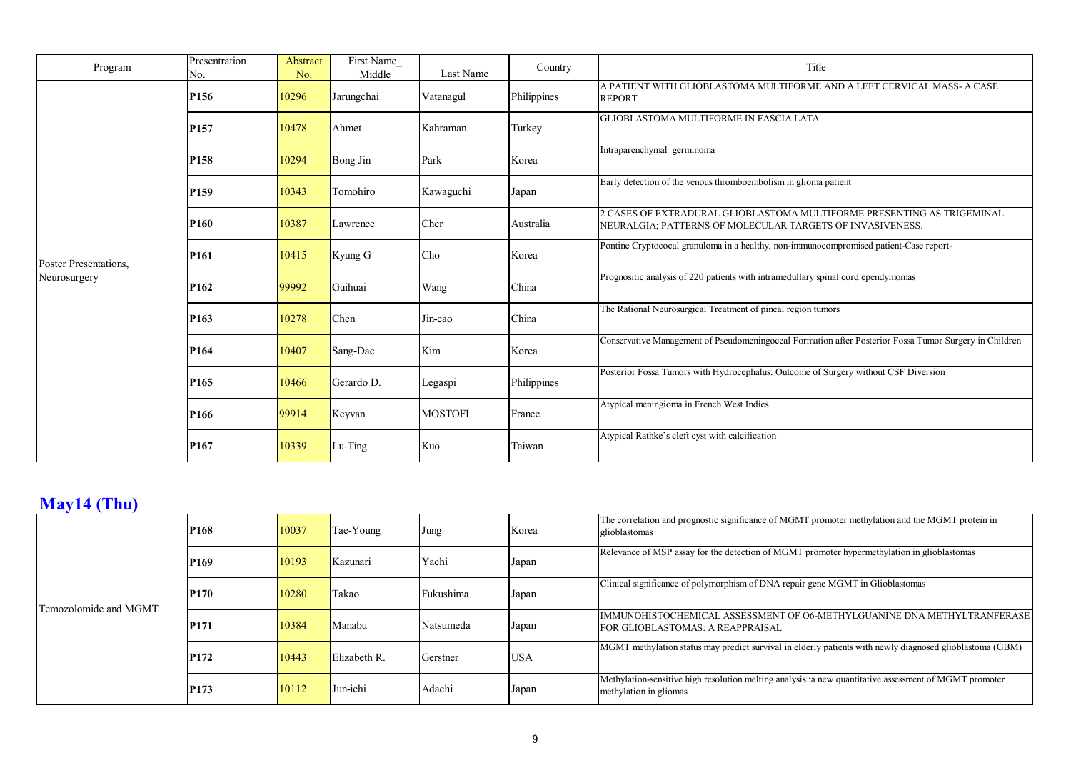| Program | Presentration No. | Abstract No. | First Name_ Middle | Last Name | Country | Title |
|---|---|---|---|---|---|---|
| Poster Presentations, Neurosurgery | **P156** | 10296 | Jarungchai | Vatanagul | Philippines | A PATIENT WITH GLIOBLASTOMA MULTIFORME AND A LEFT CERVICAL MASS- A CASE REPORT |
| | **P157** | 10478 | Ahmet | Kahraman | Turkey | GLIOBLASTOMA MULTIFORME IN FASCIA LATA |
| | **P158** | 10294 | Bong Jin | Park | Korea | Intraparenchymal germinoma |
| | **P159** | 10343 | Tomohiro | Kawaguchi | Japan | Early detection of the venous thromboembolism in glioma patient |
| | **P160** | 10387 | Lawrence | Cher | Australia | 2 CASES OF EXTRADURAL GLIOBLASTOMA MULTIFORME PRESENTING AS TRIGEMINAL NEURALGIA; PATTERNS OF MOLECULAR TARGETS OF INVASIVENESS. |
| | **P161** | 10415 | Kyung G | Cho | Korea | Pontine Cryptococal granuloma in a healthy, non-immunocompromised patient-Case report- |
| | **P162** | 99992 | Guihuai | Wang | China | Prognositic analysis of 220 patients with intramedullary spinal cord ependymomas |
| | **P163** | 10278 | Chen | Jin-cao | China | The Rational Neurosurgical Treatment of pineal region tumors |
| | **P164** | 10407 | Sang-Dae | Kim | Korea | Conservative Management of Pseudomeningoceal Formation after Posterior Fossa Tumor Surgery in Children |
| | **P165** | 10466 | Gerardo D. | Legaspi | Philippines | Posterior Fossa Tumors with Hydrocephalus: Outcome of Surgery without CSF Diversion |
| | **P166** | 99914 | Keyvan | MOSTOFI | France | Atypical meningioma in French West Indies |
| | **P167** | 10339 | Lu-Ting | Kuo | Taiwan | Atypical Rathke's cleft cyst with calcification |

## May14 (Thu)

| Program | Presentration No. | Abstract No. | First Name_ Middle | Last Name | Country | Title |
|---|---|---|---|---|---|---|
| Temozolomide and MGMT | **P168** | 10037 | Tae-Young | Jung | Korea | The correlation and prognostic significance of MGMT promoter methylation and the MGMT protein in glioblastomas |
| | **P169** | 10193 | Kazunari | Yachi | Japan | Relevance of MSP assay for the detection of MGMT promoter hypermethylation in glioblastomas |
| | **P170** | 10280 | Takao | Fukushima | Japan | Clinical significance of polymorphism of DNA repair gene MGMT in Glioblastomas |
| | **P171** | 10384 | Manabu | Natsumeda | Japan | IMMUNOHISTOCHEMICAL ASSESSMENT OF O6-METHYLGUANINE DNA METHYLTRANFERASE FOR GLIOBLASTOMAS: A REAPPRAISAL |
| | **P172** | 10443 | Elizabeth R. | Gerstner | USA | MGMT methylation status may predict survival in elderly patients with newly diagnosed glioblastoma (GBM) |
| | **P173** | 10112 | Jun-ichi | Adachi | Japan | Methylation-sensitive high resolution melting analysis :a new quantitative assessment of MGMT promoter methylation in gliomas |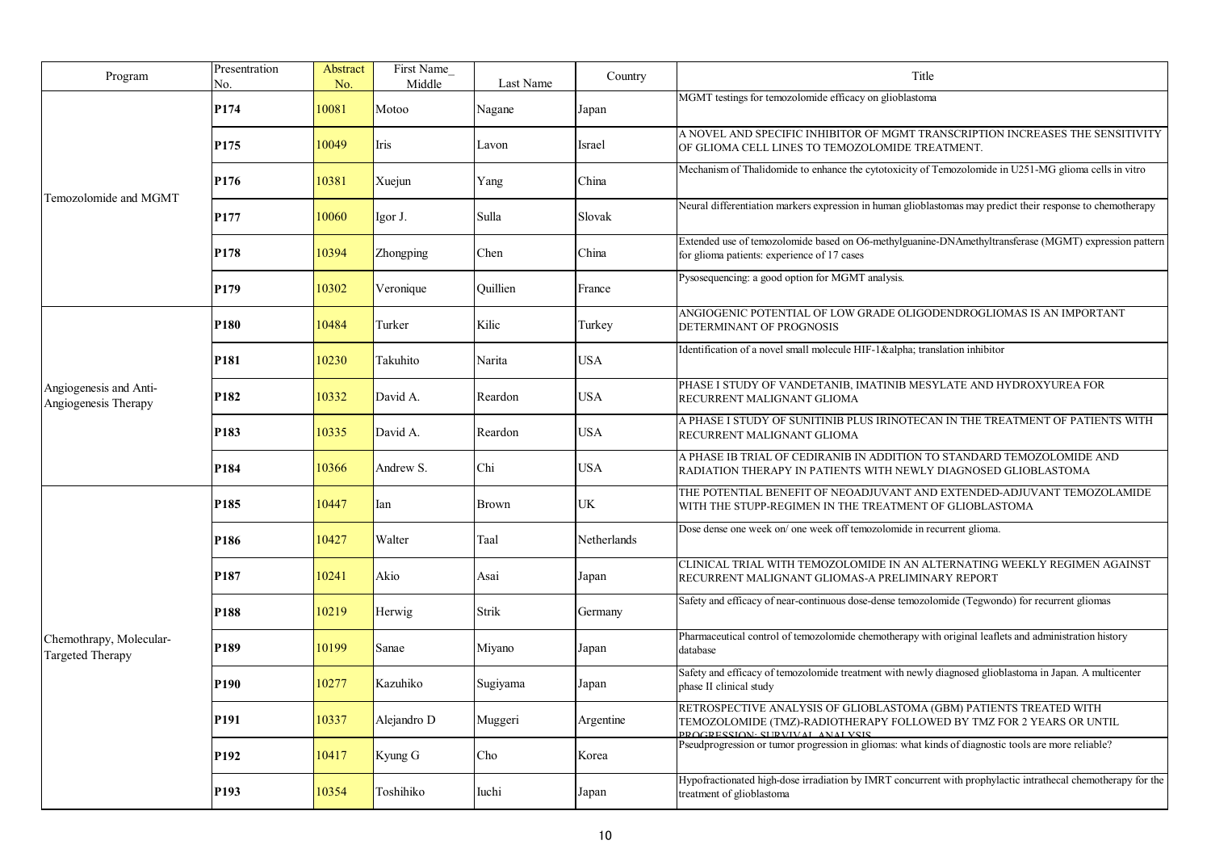| Program | Presentration No. | Abstract No. | First Name_ Middle | Last Name | Country | Title |
|---|---|---|---|---|---|---|
| Temozolomide and MGMT | **P174** | 10081 | Motoo | Nagane | Japan | MGMT testings for temozolomide efficacy on glioblastoma |
| | **P175** | 10049 | Iris | Lavon | Israel | A NOVEL AND SPECIFIC INHIBITOR OF MGMT TRANSCRIPTION INCREASES THE SENSITIVITY OF GLIOMA CELL LINES TO TEMOZOLOMIDE TREATMENT. |
| | **P176** | 10381 | Xuejun | Yang | China | Mechanism of Thalidomide to enhance the cytotoxicity of Temozolomide in U251-MG glioma cells in vitro |
| | **P177** | 10060 | Igor J. | Sulla | Slovak | Neural differentiation markers expression in human glioblastomas may predict their response to chemotherapy |
| | **P178** | 10394 | Zhongping | Chen | China | Extended use of temozolomide based on O6-methylguanine-DNAmethyltransferase (MGMT) expression pattern for glioma patients: experience of 17 cases |
| | **P179** | 10302 | Veronique | Quillien | France | Pysosequencing: a good option for MGMT analysis. |
| Angiogenesis and Anti-Angiogenesis Therapy | **P180** | 10484 | Turker | Kilic | Turkey | ANGIOGENIC POTENTIAL OF LOW GRADE OLIGODENDROGLIOMAS IS AN IMPORTANT DETERMINANT OF PROGNOSIS |
| | **P181** | 10230 | Takuhito | Narita | USA | Identification of a novel small molecule HIF-1&alpha; translation inhibitor |
| | **P182** | 10332 | David A. | Reardon | USA | PHASE I STUDY OF VANDETANIB, IMATINIB MESYLATE AND HYDROXYUREA FOR RECURRENT MALIGNANT GLIOMA |
| | **P183** | 10335 | David A. | Reardon | USA | A PHASE I STUDY OF SUNITINIB PLUS IRINOTECAN IN THE TREATMENT OF PATIENTS WITH RECURRENT MALIGNANT GLIOMA |
| | **P184** | 10366 | Andrew S. | Chi | USA | A PHASE IB TRIAL OF CEDIRANIB IN ADDITION TO STANDARD TEMOZOLOMIDE AND RADIATION THERAPY IN PATIENTS WITH NEWLY DIAGNOSED GLIOBLASTOMA |
| Chemothrapy, Molecular-Targeted Therapy | **P185** | 10447 | Ian | Brown | UK | THE POTENTIAL BENEFIT OF NEOADJUVANT AND EXTENDED-ADJUVANT TEMOZOLAMIDE WITH THE STUPP-REGIMEN IN THE TREATMENT OF GLIOBLASTOMA |
| | **P186** | 10427 | Walter | Taal | Netherlands | Dose dense one week on/ one week off temozolomide in recurrent glioma. |
| | **P187** | 10241 | Akio | Asai | Japan | CLINICAL TRIAL WITH TEMOZOLOMIDE IN AN ALTERNATING WEEKLY REGIMEN AGAINST RECURRENT MALIGNANT GLIOMAS-A PRELIMINARY REPORT |
| | **P188** | 10219 | Herwig | Strik | Germany | Safety and efficacy of near-continuous dose-dense temozolomide (Tegwondo) for recurrent gliomas |
| | **P189** | 10199 | Sanae | Miyano | Japan | Pharmaceutical control of temozolomide chemotherapy with original leaflets and administration history database |
| | **P190** | 10277 | Kazuhiko | Sugiyama | Japan | Safety and efficacy of temozolomide treatment with newly diagnosed glioblastoma in Japan. A multicenter phase II clinical study |
| | **P191** | 10337 | Alejandro D | Muggeri | Argentine | RETROSPECTIVE ANALYSIS OF GLIOBLASTOMA (GBM) PATIENTS TREATED WITH TEMOZOLOMIDE (TMZ)-RADIOTHERAPY FOLLOWED BY TMZ FOR 2 YEARS OR UNTIL PROGRESSION: SURVIVAL ANALYSIS |
| | **P192** | 10417 | Kyung G | Cho | Korea | Pseudprogression or tumor progression in gliomas: what kinds of diagnostic tools are more reliable? |
| | **P193** | 10354 | Toshihiko | Iuchi | Japan | Hypofractionated high-dose irradiation by IMRT concurrent with prophylactic intrathecal chemotherapy for the treatment of glioblastoma |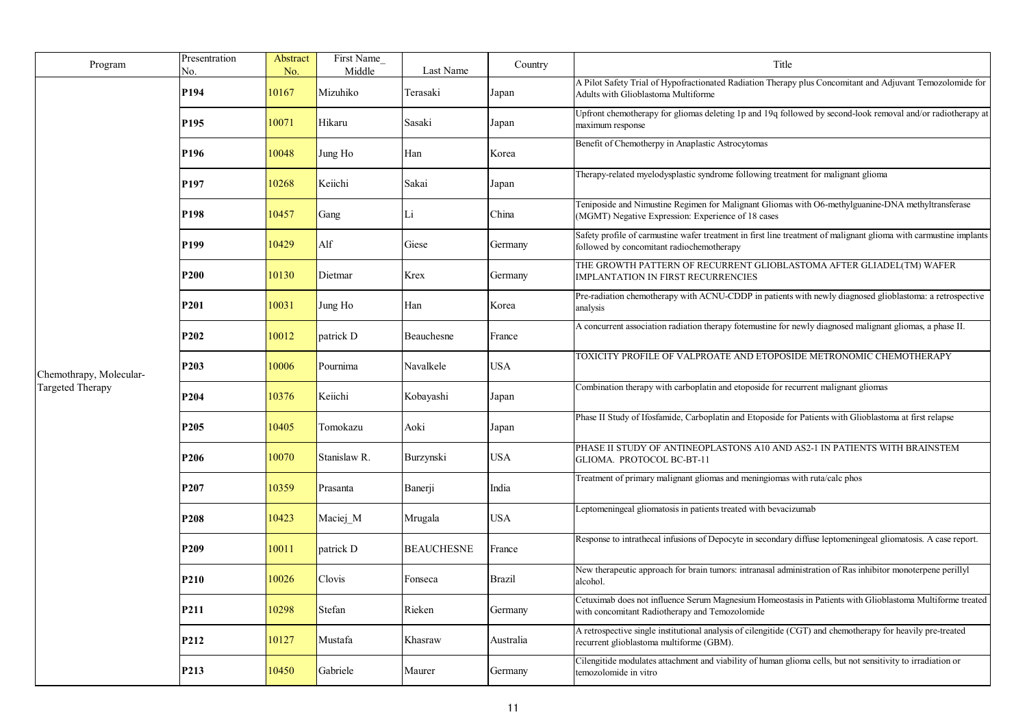| Program | Presentation No. | Abstract No. | First Name_ Middle | Last Name | Country | Title |
|---|---|---|---|---|---|---|
| Chemothrapy, Molecular-Targeted Therapy | **P194** | 10167 | Mizuhiko | Terasaki | Japan | A Pilot Safety Trial of Hypofractionated Radiation Therapy plus Concomitant and Adjuvant Temozolomide for Adults with Glioblastoma Multiforme |
| | **P195** | 10071 | Hikaru | Sasaki | Japan | Upfront chemotherapy for gliomas deleting 1p and 19q followed by second-look removal and/or radiotherapy at maximum response |
| | **P196** | 10048 | Jung Ho | Han | Korea | Benefit of Chemotherpy in Anaplastic Astrocytomas |
| | **P197** | 10268 | Keiichi | Sakai | Japan | Therapy-related myelodysplastic syndrome following treatment for malignant glioma |
| | **P198** | 10457 | Gang | Li | China | Teniposide and Nimustine Regimen for Malignant Gliomas with O6-methylguanine-DNA methyltransferase (MGMT) Negative Expression: Experience of 18 cases |
| | **P199** | 10429 | Alf | Giese | Germany | Safety profile of carmustine wafer treatment in first line treatment of malignant glioma with carmustine implants followed by concomitant radiochemotherapy |
| | **P200** | 10130 | Dietmar | Krex | Germany | THE GROWTH PATTERN OF RECURRENT GLIOBLASTOMA AFTER GLIADEL(TM) WAFER IMPLANTATION IN FIRST RECURRENCIES |
| | **P201** | 10031 | Jung Ho | Han | Korea | Pre-radiation chemotherapy with ACNU-CDDP in patients with newly diagnosed glioblastoma: a retrospective analysis |
| | **P202** | 10012 | patrick D | Beauchesne | France | A concurrent association radiation therapy fotemustine for newly diagnosed malignant gliomas, a phase II. |
| | **P203** | 10006 | Pournima | Navalkele | USA | TOXICITY PROFILE OF VALPROATE AND ETOPOSIDE METRONOMIC CHEMOTHERAPY |
| | **P204** | 10376 | Keiichi | Kobayashi | Japan | Combination therapy with carboplatin and etoposide for recurrent malignant gliomas |
| | **P205** | 10405 | Tomokazu | Aoki | Japan | Phase II Study of Ifosfamide, Carboplatin and Etoposide for Patients with Glioblastoma at first relapse |
| | **P206** | 10070 | Stanislaw R. | Burzynski | USA | PHASE II STUDY OF ANTINEOPLASTONS A10 AND AS2-1 IN PATIENTS WITH BRAINSTEM GLIOMA. PROTOCOL BC-BT-11 |
| | **P207** | 10359 | Prasanta | Banerji | India | Treatment of primary malignant gliomas and meningiomas with ruta/calc phos |
| | **P208** | 10423 | Maciej_M | Mrugala | USA | Leptomeningeal gliomatosis in patients treated with bevacizumab |
| | **P209** | 10011 | patrick D | BEAUCHESNE | France | Response to intrathecal infusions of Depocyte in secondary diffuse leptomeningeal gliomatosis. A case report. |
| | **P210** | 10026 | Clovis | Fonseca | Brazil | New therapeutic approach for brain tumors: intranasal administration of Ras inhibitor monoterpene perillyl alcohol. |
| | **P211** | 10298 | Stefan | Rieken | Germany | Cetuximab does not influence Serum Magnesium Homeostasis in Patients with Glioblastoma Multiforme treated with concomitant Radiotherapy and Temozolomide |
| | **P212** | 10127 | Mustafa | Khasraw | Australia | A retrospective single institutional analysis of cilengitide (CGT) and chemotherapy for heavily pre-treated recurrent glioblastoma multiforme (GBM). |
| | **P213** | 10450 | Gabriele | Maurer | Germany | Cilengitide modulates attachment and viability of human glioma cells, but not sensitivity to irradiation or temozolomide in vitro |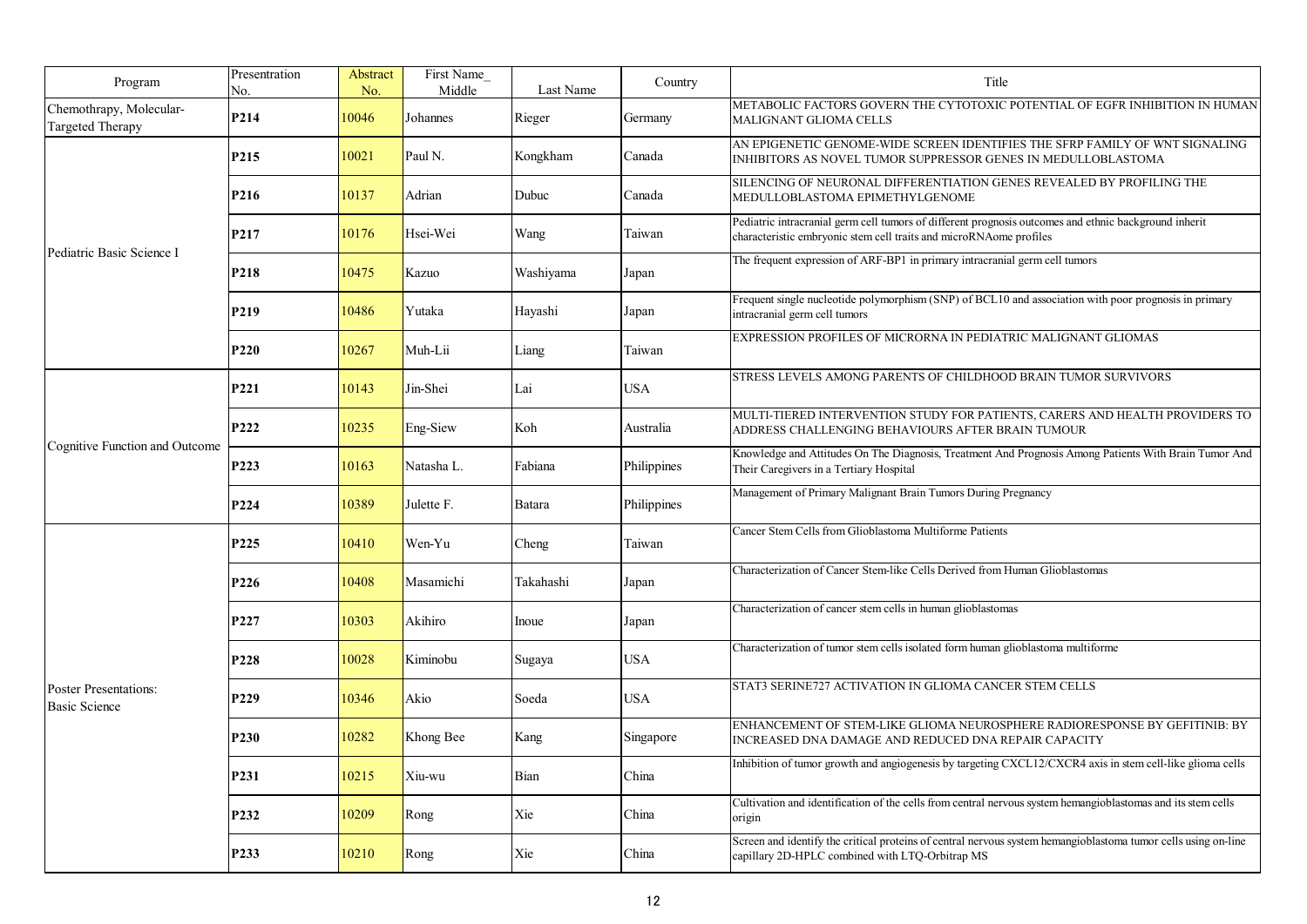| Program | Presentration No. | Abstract No. | First Name_ Middle | Last Name | Country | Title |
|---|---|---|---|---|---|---|
| Chemothrapy, Molecular-Targeted Therapy | **P214** | 10046 | Johannes | Rieger | Germany | METABOLIC FACTORS GOVERN THE CYTOTOXIC POTENTIAL OF EGFR INHIBITION IN HUMAN MALIGNANT GLIOMA CELLS |
| Pediatric Basic Science I | **P215** | 10021 | Paul N. | Kongkham | Canada | AN EPIGENETIC GENOME-WIDE SCREEN IDENTIFIES THE SFRP FAMILY OF WNT SIGNALING INHIBITORS AS NOVEL TUMOR SUPPRESSOR GENES IN MEDULLOBLASTOMA |
| | **P216** | 10137 | Adrian | Dubuc | Canada | SILENCING OF NEURONAL DIFFERENTIATION GENES REVEALED BY PROFILING THE MEDULLOBLASTOMA EPIMETHYLGENOME |
| | **P217** | 10176 | Hsei-Wei | Wang | Taiwan | Pediatric intracranial germ cell tumors of different prognosis outcomes and ethnic background inherit characteristic embryonic stem cell traits and microRNAome profiles |
| | **P218** | 10475 | Kazuo | Washiyama | Japan | The frequent expression of ARF-BP1 in primary intracranial germ cell tumors |
| | **P219** | 10486 | Yutaka | Hayashi | Japan | Frequent single nucleotide polymorphism (SNP) of BCL10 and association with poor prognosis in primary intracranial germ cell tumors |
| | **P220** | 10267 | Muh-Lii | Liang | Taiwan | EXPRESSION PROFILES OF MICRORNA IN PEDIATRIC MALIGNANT GLIOMAS |
| Cognitive Function and Outcome | **P221** | 10143 | Jin-Shei | Lai | USA | STRESS LEVELS AMONG PARENTS OF CHILDHOOD BRAIN TUMOR SURVIVORS |
| | **P222** | 10235 | Eng-Siew | Koh | Australia | MULTI-TIERED INTERVENTION STUDY FOR PATIENTS, CARERS AND HEALTH PROVIDERS TO ADDRESS CHALLENGING BEHAVIOURS AFTER BRAIN TUMOUR |
| | **P223** | 10163 | Natasha L. | Fabiana | Philippines | Knowledge and Attitudes On The Diagnosis, Treatment And Prognosis Among Patients With Brain Tumor And Their Caregivers in a Tertiary Hospital |
| | **P224** | 10389 | Julette F. | Batara | Philippines | Management of Primary Malignant Brain Tumors During Pregnancy |
| Poster Presentations: Basic Science | **P225** | 10410 | Wen-Yu | Cheng | Taiwan | Cancer Stem Cells from Glioblastoma Multiforme Patients |
| | **P226** | 10408 | Masamichi | Takahashi | Japan | Characterization of Cancer Stem-like Cells Derived from Human Glioblastomas |
| | **P227** | 10303 | Akihiro | Inoue | Japan | Characterization of cancer stem cells in human glioblastomas |
| | **P228** | 10028 | Kiminobu | Sugaya | USA | Characterization of tumor stem cells isolated form human glioblastoma multiforme |
| | **P229** | 10346 | Akio | Soeda | USA | STAT3 SERINE727 ACTIVATION IN GLIOMA CANCER STEM CELLS |
| | **P230** | 10282 | Khong Bee | Kang | Singapore | ENHANCEMENT OF STEM-LIKE GLIOMA NEUROSPHERE RADIORESPONSE BY GEFITINIB: BY INCREASED DNA DAMAGE AND REDUCED DNA REPAIR CAPACITY |
| | **P231** | 10215 | Xiu-wu | Bian | China | Inhibition of tumor growth and angiogenesis by targeting CXCL12/CXCR4 axis in stem cell-like glioma cells |
| | **P232** | 10209 | Rong | Xie | China | Cultivation and identification of the cells from central nervous system hemangioblastomas and its stem cells origin |
| | **P233** | 10210 | Rong | Xie | China | Screen and identify the critical proteins of central nervous system hemangioblastoma tumor cells using on-line capillary 2D-HPLC combined with LTQ-Orbitrap MS |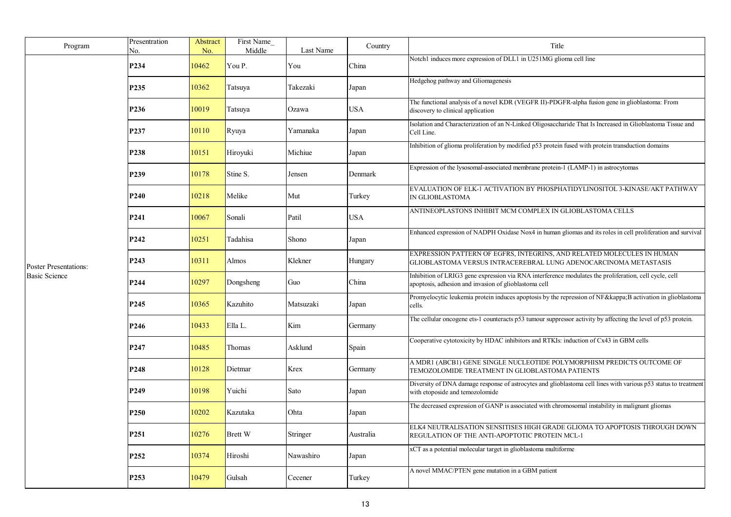| Program | Presentration No. | Abstract No. | First Name_ Middle | Last Name | Country | Title |
|---|---|---|---|---|---|---|
| Poster Presentations: Basic Science | **P234** | 10462 | You P. | You | China | Notch1 induces more expression of DLL1 in U251MG glioma cell line |
| | **P235** | 10362 | Tatsuya | Takezaki | Japan | Hedgehog pathway and Gliomagenesis |
| | **P236** | 10019 | Tatsuya | Ozawa | USA | The functional analysis of a novel KDR (VEGFR II)-PDGFR-alpha fusion gene in glioblastoma: From discovery to clinical application |
| | **P237** | 10110 | Ryuya | Yamanaka | Japan | Isolation and Characterization of an N-Linked Oligosaccharide That Is Increased in Glioblastoma Tissue and Cell Line. |
| | **P238** | 10151 | Hiroyuki | Michiue | Japan | Inhibition of glioma proliferation by modified p53 protein fused with protein transduction domains |
| | **P239** | 10178 | Stine S. | Jensen | Denmark | Expression of the lysosomal-associated membrane protein-1 (LAMP-1) in astrocytomas |
| | **P240** | 10218 | Melike | Mut | Turkey | EVALUATION OF ELK-1 ACTIVATION BY PHOSPHATIDYLINOSITOL 3-KINASE/AKT PATHWAY IN GLIOBLASTOMA |
| | **P241** | 10067 | Sonali | Patil | USA | ANTINEOPLASTONS INHIBIT MCM COMPLEX IN GLIOBLASTOMA CELLS |
| | **P242** | 10251 | Tadahisa | Shono | Japan | Enhanced expression of NADPH Oxidase Nox4 in human gliomas and its roles in cell proliferation and survival |
| | **P243** | 10311 | Almos | Klekner | Hungary | EXPRESSION PATTERN OF EGFRS, INTEGRINS, AND RELATED MOLECULES IN HUMAN GLIOBLASTOMA VERSUS INTRACEREBRAL LUNG ADENOCARCINOMA METASTASIS |
| | **P244** | 10297 | Dongsheng | Guo | China | Inhibition of LRIG3 gene expression via RNA interference modulates the proliferation, cell cycle, cell apoptosis, adhesion and invasion of glioblastoma cell |
| | **P245** | 10365 | Kazuhito | Matsuzaki | Japan | Promyelocytic leukemia protein induces apoptosis by the repression of NF&kappa;B activation in glioblastoma cells. |
| | **P246** | 10433 | Ella L. | Kim | Germany | The cellular oncogene ets-1 counteracts p53 tumour suppressor activity by affecting the level of p53 protein. |
| | **P247** | 10485 | Thomas | Asklund | Spain | Cooperative cytotoxicity by HDAC inhibitors and RTKIs: induction of Cx43 in GBM cells |
| | **P248** | 10128 | Dietmar | Krex | Germany | A MDR1 (ABCB1) GENE SINGLE NUCLEOTIDE POLYMORPHISM PREDICTS OUTCOME OF TEMOZOLOMIDE TREATMENT IN GLIOBLASTOMA PATIENTS |
| | **P249** | 10198 | Yuichi | Sato | Japan | Diversity of DNA damage response of astrocytes and glioblastoma cell lines with various p53 status to treatment with etoposide and temozolomide |
| | **P250** | 10202 | Kazutaka | Ohta | Japan | The decreased expression of GANP is associated with chromosomal instability in malignant gliomas |
| | **P251** | 10276 | Brett W | Stringer | Australia | ELK4 NEUTRALISATION SENSITISES HIGH GRADE GLIOMA TO APOPTOSIS THROUGH DOWN REGULATION OF THE ANTI-APOPTOTIC PROTEIN MCL-1 |
| | **P252** | 10374 | Hiroshi | Nawashiro | Japan | xCT as a potential molecular target in glioblastoma multiforme |
| | **P253** | 10479 | Gulsah | Cecener | Turkey | A novel MMAC/PTEN gene mutation in a GBM patient |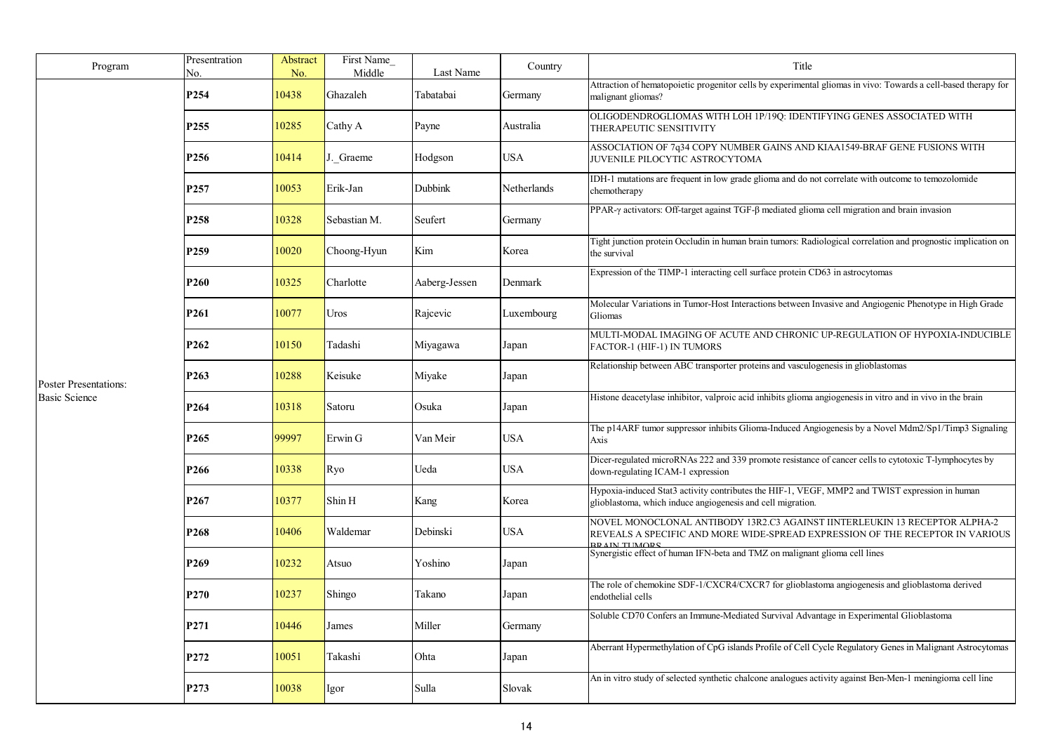| Program | Presentation No. | Abstract No. | First Name_ Middle | Last Name | Country | Title |
|---|---|---|---|---|---|---|
| Poster Presentations: Basic Science | **P254** | 10438 | Ghazaleh | Tabatabai | Germany | Attraction of hematopoietic progenitor cells by experimental gliomas in vivo: Towards a cell-based therapy for malignant gliomas? |
| | **P255** | 10285 | Cathy A | Payne | Australia | OLIGODENDROGLIOMAS WITH LOH 1P/19Q: IDENTIFYING GENES ASSOCIATED WITH THERAPEUTIC SENSITIVITY |
| | **P256** | 10414 | J._Graeme | Hodgson | USA | ASSOCIATION OF 7q34 COPY NUMBER GAINS AND KIAA1549-BRAF GENE FUSIONS WITH JUVENILE PILOCYTIC ASTROCYTOMA |
| | **P257** | 10053 | Erik-Jan | Dubbink | Netherlands | IDH-1 mutations are frequent in low grade glioma and do not correlate with outcome to temozolomide chemotherapy |
| | **P258** | 10328 | Sebastian M. | Seufert | Germany | PPAR-γ activators: Off-target against TGF-β mediated glioma cell migration and brain invasion |
| | **P259** | 10020 | Choong-Hyun | Kim | Korea | Tight junction protein Occludin in human brain tumors: Radiological correlation and prognostic implication on the survival |
| | **P260** | 10325 | Charlotte | Aaberg-Jessen | Denmark | Expression of the TIMP-1 interacting cell surface protein CD63 in astrocytomas |
| | **P261** | 10077 | Uros | Rajcevic | Luxembourg | Molecular Variations in Tumor-Host Interactions between Invasive and Angiogenic Phenotype in High Grade Gliomas |
| | **P262** | 10150 | Tadashi | Miyagawa | Japan | MULTI-MODAL IMAGING OF ACUTE AND CHRONIC UP-REGULATION OF HYPOXIA-INDUCIBLE FACTOR-1 (HIF-1) IN TUMORS |
| | **P263** | 10288 | Keisuke | Miyake | Japan | Relationship between ABC transporter proteins and vasculogenesis in glioblastomas |
| | **P264** | 10318 | Satoru | Osuka | Japan | Histone deacetylase inhibitor, valproic acid inhibits glioma angiogenesis in vitro and in vivo in the brain |
| | **P265** | 99997 | Erwin G | Van Meir | USA | The p14ARF tumor suppressor inhibits Glioma-Induced Angiogenesis by a Novel Mdm2/Sp1/Timp3 Signaling Axis |
| | **P266** | 10338 | Ryo | Ueda | USA | Dicer-regulated microRNAs 222 and 339 promote resistance of cancer cells to cytotoxic T-lymphocytes by down-regulating ICAM-1 expression |
| | **P267** | 10377 | Shin H | Kang | Korea | Hypoxia-induced Stat3 activity contributes the HIF-1, VEGF, MMP2 and TWIST expression in human glioblastoma, which induce angiogenesis and cell migration. |
| | **P268** | 10406 | Waldemar | Debinski | USA | NOVEL MONOCLONAL ANTIBODY 13R2.C3 AGAINST IINTERLEUKIN 13 RECEPTOR ALPHA-2 REVEALS A SPECIFIC AND MORE WIDE-SPREAD EXPRESSION OF THE RECEPTOR IN VARIOUS BRAIN TUMORS |
| | **P269** | 10232 | Atsuo | Yoshino | Japan | Synergistic effect of human IFN-beta and TMZ on malignant glioma cell lines |
| | **P270** | 10237 | Shingo | Takano | Japan | The role of chemokine SDF-1/CXCR4/CXCR7 for glioblastoma angiogenesis and glioblastoma derived endothelial cells |
| | **P271** | 10446 | James | Miller | Germany | Soluble CD70 Confers an Immune-Mediated Survival Advantage in Experimental Glioblastoma |
| | **P272** | 10051 | Takashi | Ohta | Japan | Aberrant Hypermethylation of CpG islands Profile of Cell Cycle Regulatory Genes in Malignant Astrocytomas |
| | **P273** | 10038 | Igor | Sulla | Slovak | An in vitro study of selected synthetic chalcone analogues activity against Ben-Men-1 meningioma cell line |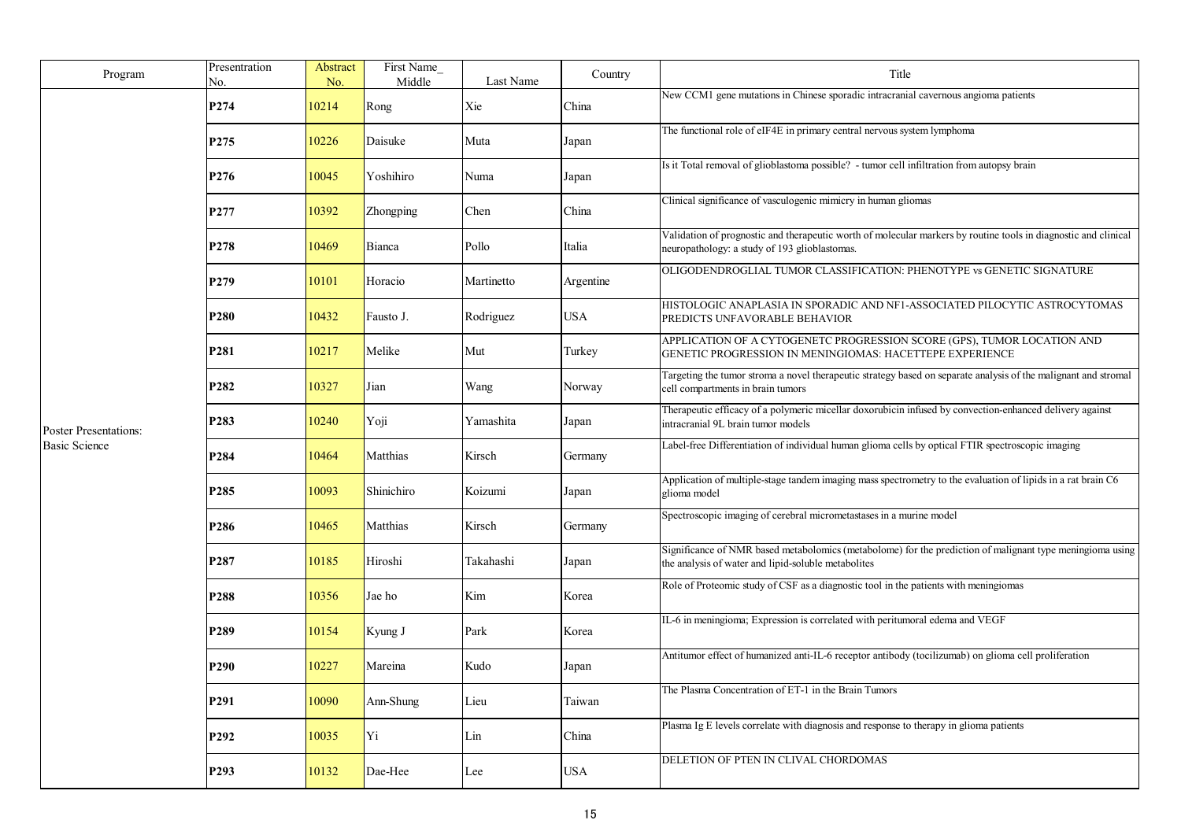| Program | Presentation No. | Abstract No. | First Name_ Middle | Last Name | Country | Title |
|---|---|---|---|---|---|---|
| Poster Presentations: Basic Science | **P274** | 10214 | Rong | Xie | China | New CCM1 gene mutations in Chinese sporadic intracranial cavernous angioma patients |
| | **P275** | 10226 | Daisuke | Muta | Japan | The functional role of eIF4E in primary central nervous system lymphoma |
| | **P276** | 10045 | Yoshihiro | Numa | Japan | Is it Total removal of glioblastoma possible? - tumor cell infiltration from autopsy brain |
| | **P277** | 10392 | Zhongping | Chen | China | Clinical significance of vasculogenic mimicry in human gliomas |
| | **P278** | 10469 | Bianca | Pollo | Italia | Validation of prognostic and therapeutic worth of molecular markers by routine tools in diagnostic and clinical neuropathology: a study of 193 glioblastomas. |
| | **P279** | 10101 | Horacio | Martinetto | Argentine | OLIGODENDROGLIAL TUMOR CLASSIFICATION: PHENOTYPE vs GENETIC SIGNATURE |
| | **P280** | 10432 | Fausto J. | Rodriguez | USA | HISTOLOGIC ANAPLASIA IN SPORADIC AND NF1-ASSOCIATED PILOCYTIC ASTROCYTOMAS PREDICTS UNFAVORABLE BEHAVIOR |
| | **P281** | 10217 | Melike | Mut | Turkey | APPLICATION OF A CYTOGENETC PROGRESSION SCORE (GPS), TUMOR LOCATION AND GENETIC PROGRESSION IN MENINGIOMAS: HACETTEPE EXPERIENCE |
| | **P282** | 10327 | Jian | Wang | Norway | Targeting the tumor stroma a novel therapeutic strategy based on separate analysis of the malignant and stromal cell compartments in brain tumors |
| | **P283** | 10240 | Yoji | Yamashita | Japan | Therapeutic efficacy of a polymeric micellar doxorubicin infused by convection-enhanced delivery against intracranial 9L brain tumor models |
| | **P284** | 10464 | Matthias | Kirsch | Germany | Label-free Differentiation of individual human glioma cells by optical FTIR spectroscopic imaging |
| | **P285** | 10093 | Shinichiro | Koizumi | Japan | Application of multiple-stage tandem imaging mass spectrometry to the evaluation of lipids in a rat brain C6 glioma model |
| | **P286** | 10465 | Matthias | Kirsch | Germany | Spectroscopic imaging of cerebral micrometastases in a murine model |
| | **P287** | 10185 | Hiroshi | Takahashi | Japan | Significance of NMR based metabolomics (metabolome) for the prediction of malignant type meningioma using the analysis of water and lipid-soluble metabolites |
| | **P288** | 10356 | Jae ho | Kim | Korea | Role of Proteomic study of CSF as a diagnostic tool in the patients with meningiomas |
| | **P289** | 10154 | Kyung J | Park | Korea | IL-6 in meningioma; Expression is correlated with peritumoral edema and VEGF |
| | **P290** | 10227 | Mareina | Kudo | Japan | Antitumor effect of humanized anti-IL-6 receptor antibody (tocilizumab) on glioma cell proliferation |
| | **P291** | 10090 | Ann-Shung | Lieu | Taiwan | The Plasma Concentration of ET-1 in the Brain Tumors |
| | **P292** | 10035 | Yi | Lin | China | Plasma Ig E levels correlate with diagnosis and response to therapy in glioma patients |
| | **P293** | 10132 | Dae-Hee | Lee | USA | DELETION OF PTEN IN CLIVAL CHORDOMAS |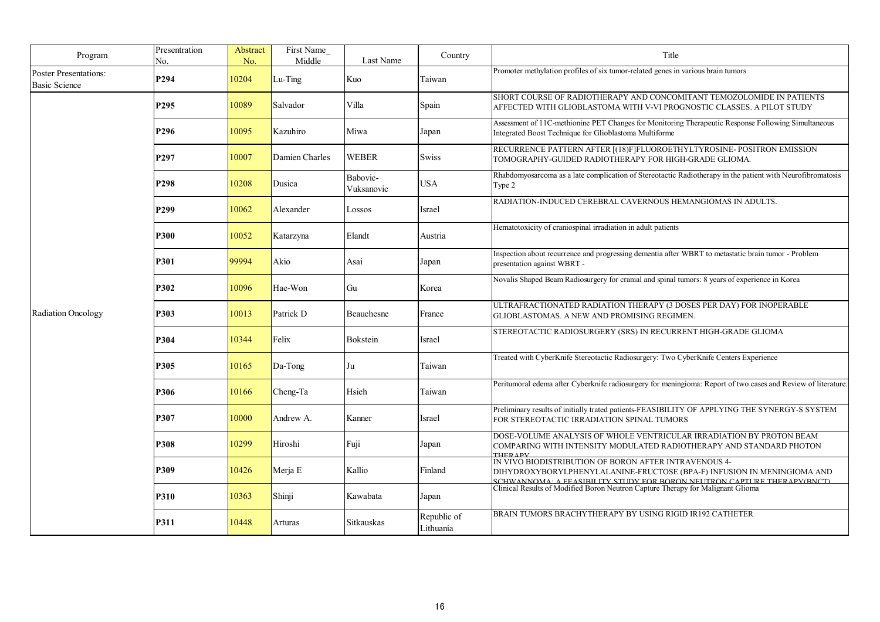| Program | Presentration No. | Abstract No. | First Name_ Middle | Last Name | Country | Title |
|---|---|---|---|---|---|---|
| Poster Presentations: Basic Science | **P294** | 10204 | Lu-Ting | Kuo | Taiwan | Promoter methylation profiles of six tumor-related genes in various brain tumors |
| Radiation Oncology | **P295** | 10089 | Salvador | Villa | Spain | SHORT COURSE OF RADIOTHERAPY AND CONCOMITANT TEMOZOLOMIDE IN PATIENTS AFFECTED WITH GLIOBLASTOMA WITH V-VI PROGNOSTIC CLASSES. A PILOT STUDY |
| | **P296** | 10095 | Kazuhiro | Miwa | Japan | Assessment of 11C-methionine PET Changes for Monitoring Therapeutic Response Following Simultaneous Integrated Boost Technique for Glioblastoma Multiforme |
| | **P297** | 10007 | Damien Charles | WEBER | Swiss | RECURRENCE PATTERN AFTER [(18)F]FLUOROETHYLTYROSINE- POSITRON EMISSION TOMOGRAPHY-GUIDED RADIOTHERAPY FOR HIGH-GRADE GLIOMA. |
| | **P298** | 10208 | Dusica | Babovic-Vuksanovic | USA | Rhabdomyosarcoma as a late complication of Stereotactic Radiotherapy in the patient with Neurofibromatosis Type 2 |
| | **P299** | 10062 | Alexander | Lossos | Israel | RADIATION-INDUCED CEREBRAL CAVERNOUS HEMANGIOMAS IN ADULTS. |
| | **P300** | 10052 | Katarzyna | Elandt | Austria | Hematotoxicity of craniospinal irradiation in adult patients |
| | **P301** | 99994 | Akio | Asai | Japan | Inspection about recurrence and progressing dementia after WBRT to metastatic brain tumor - Problem presentation against WBRT - |
| | **P302** | 10096 | Hae-Won | Gu | Korea | Novalis Shaped Beam Radiosurgery for cranial and spinal tumors: 8 years of experience in Korea |
| | **P303** | 10013 | Patrick D | Beauchesne | France | ULTRAFRACTIONATED RADIATION THERAPY (3 DOSES PER DAY) FOR INOPERABLE GLIOBLASTOMAS. A NEW AND PROMISING REGIMEN. |
| | **P304** | 10344 | Felix | Bokstein | Israel | STEREOTACTIC RADIOSURGERY (SRS) IN RECURRENT HIGH-GRADE GLIOMA |
| | **P305** | 10165 | Da-Tong | Ju | Taiwan | Treated with CyberKnife Stereotactic Radiosurgery: Two CyberKnife Centers Experience |
| | **P306** | 10166 | Cheng-Ta | Hsieh | Taiwan | Peritumoral edema after Cyberknife radiosurgery for meningioma: Report of two cases and Review of literature. |
| | **P307** | 10000 | Andrew A. | Kanner | Israel | Preliminary results of initially trated patients-FEASIBILITY OF APPLYING THE SYNERGY-S SYSTEM FOR STEREOTACTIC IRRADIATION SPINAL TUMORS |
| | **P308** | 10299 | Hiroshi | Fuji | Japan | DOSE-VOLUME ANALYSIS OF WHOLE VENTRICULAR IRRADIATION BY PROTON BEAM COMPARING WITH INTENSITY MODULATED RADIOTHERAPY AND STANDARD PHOTON THERAPY |
| | **P309** | 10426 | Merja E | Kallio | Finland | IN VIVO BIODISTRIBUTION OF BORON AFTER INTRAVENOUS 4-DIHYDROXYBORYLPHENYLALANINE-FRUCTOSE (BPA-F) INFUSION IN MENINGIOMA AND SCHWANNOMA: A FEASIBILITY STUDY FOR BORON NEUTRON CAPTURE THERAPY(BNCT) |
| | **P310** | 10363 | Shinji | Kawabata | Japan | Clinical Results of Modified Boron Neutron Capture Therapy for Malignant Glioma |
| | **P311** | 10448 | Arturas | Sitkauskas | Republic of Lithuania | BRAIN TUMORS BRACHYTHERAPY BY USING RIGID IR192 CATHETER |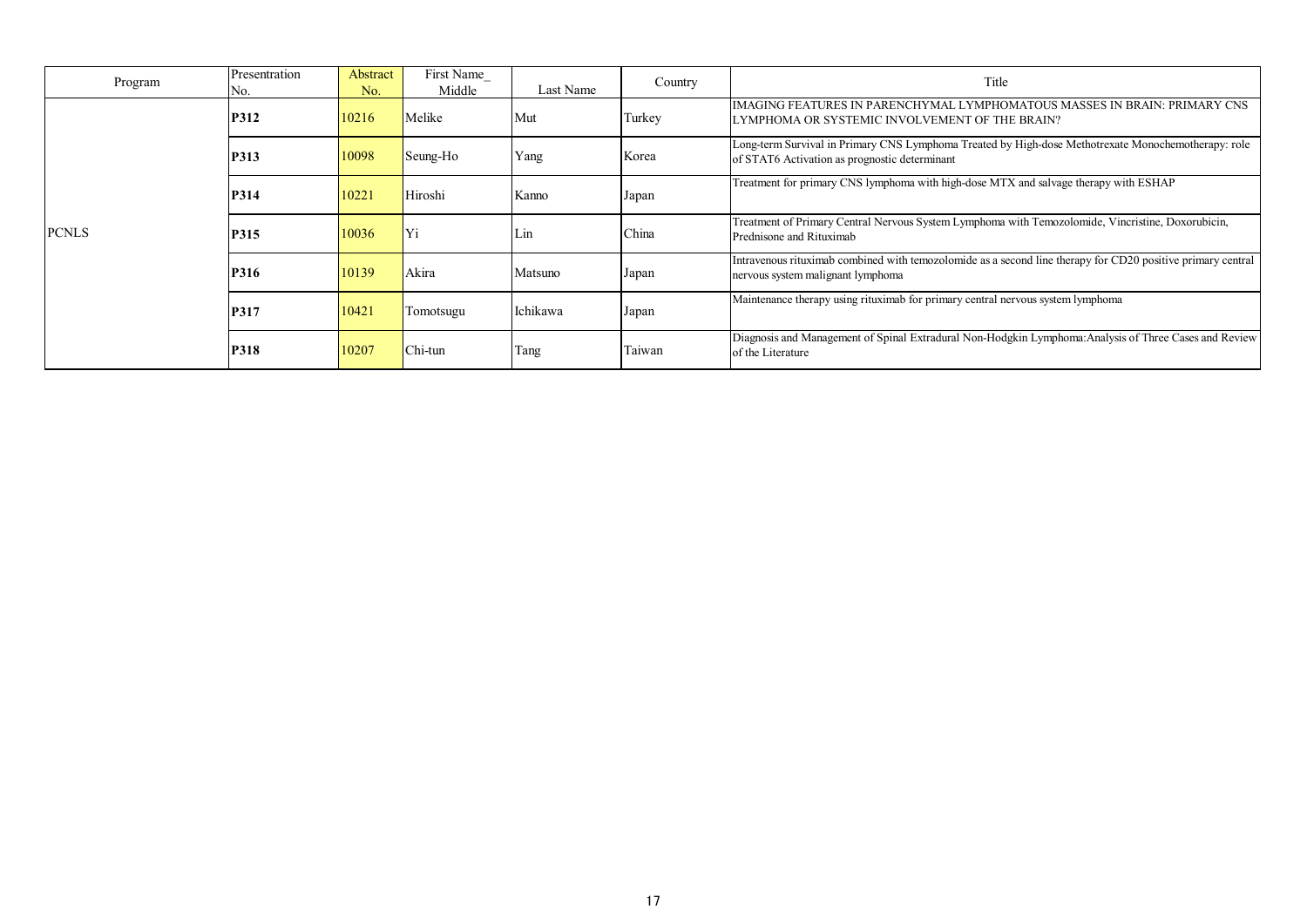| Program | Presentration No. | Abstract No. | First Name_ Middle | Last Name | Country | Title |
|---|---|---|---|---|---|---|
| PCNLS | **P312** | 10216 | Melike | Mut | Turkey | IMAGING FEATURES IN PARENCHYMAL LYMPHOMATOUS MASSES IN BRAIN: PRIMARY CNS LYMPHOMA OR SYSTEMIC INVOLVEMENT OF THE BRAIN? |
| | **P313** | 10098 | Seung-Ho | Yang | Korea | Long-term Survival in Primary CNS Lymphoma Treated by High-dose Methotrexate Monochemotherapy: role of STAT6 Activation as prognostic determinant |
| | **P314** | 10221 | Hiroshi | Kanno | Japan | Treatment for primary CNS lymphoma with high-dose MTX and salvage therapy with ESHAP |
| | **P315** | 10036 | Yi | Lin | China | Treatment of Primary Central Nervous System Lymphoma with Temozolomide, Vincristine, Doxorubicin, Prednisone and Rituximab |
| | **P316** | 10139 | Akira | Matsuno | Japan | Intravenous rituximab combined with temozolomide as a second line therapy for CD20 positive primary central nervous system malignant lymphoma |
| | **P317** | 10421 | Tomotsugu | Ichikawa | Japan | Maintenance therapy using rituximab for primary central nervous system lymphoma |
| | **P318** | 10207 | Chi-tun | Tang | Taiwan | Diagnosis and Management of Spinal Extradural Non-Hodgkin Lymphoma:Analysis of Three Cases and Review of the Literature |